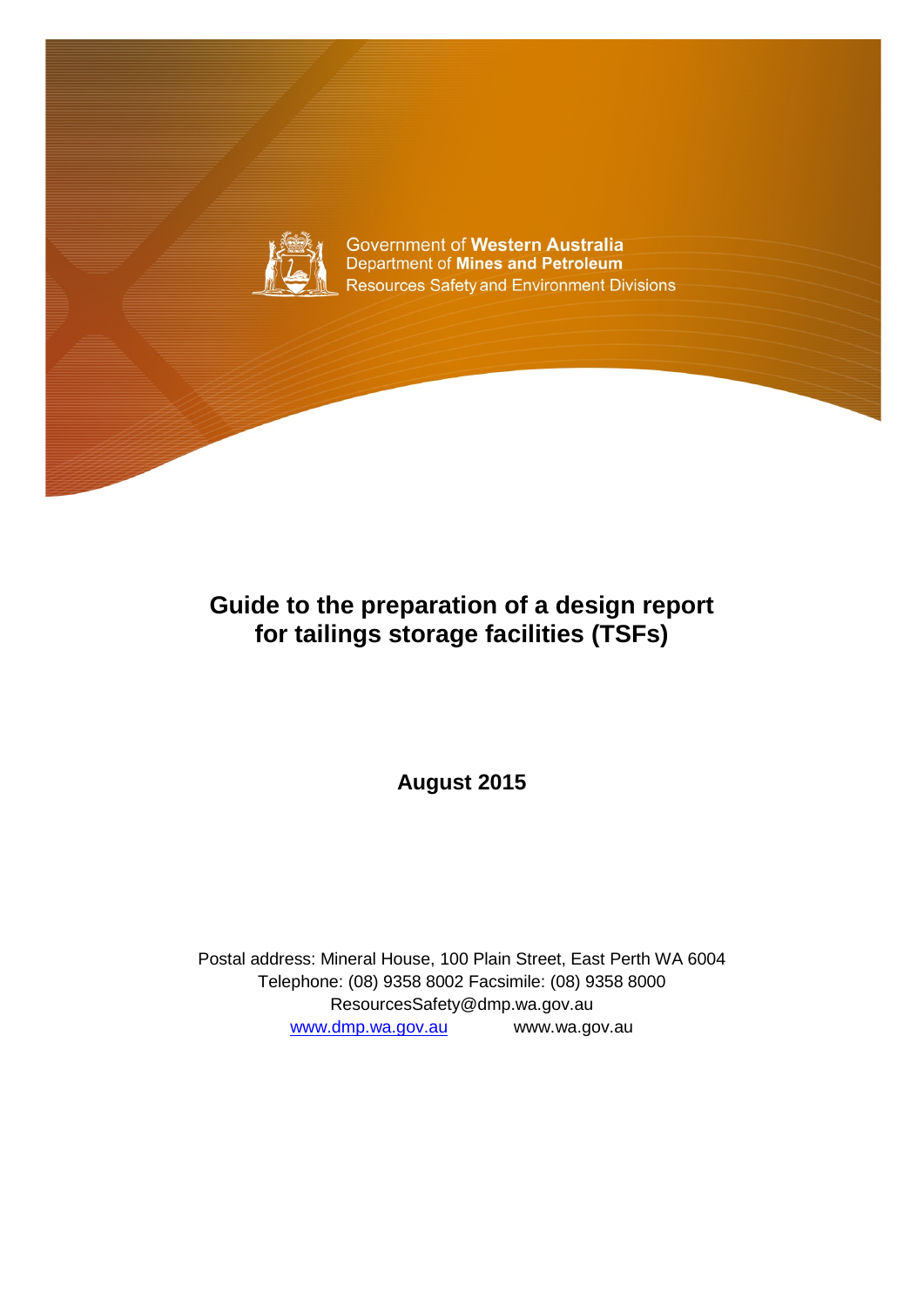Government of **Western Australia**
Department of **Mines and Petroleum**
Resources Safety and Environment Divisions

# Guide to the preparation of a design report for tailings storage facilities (TSFs)

**August 2015**

Postal address: Mineral House, 100 Plain Street, East Perth WA 6004
Telephone: (08) 9358 8002 Facsimile: (08) 9358 8000
ResourcesSafety@dmp.wa.gov.au
www.dmp.wa.gov.au www.wa.gov.au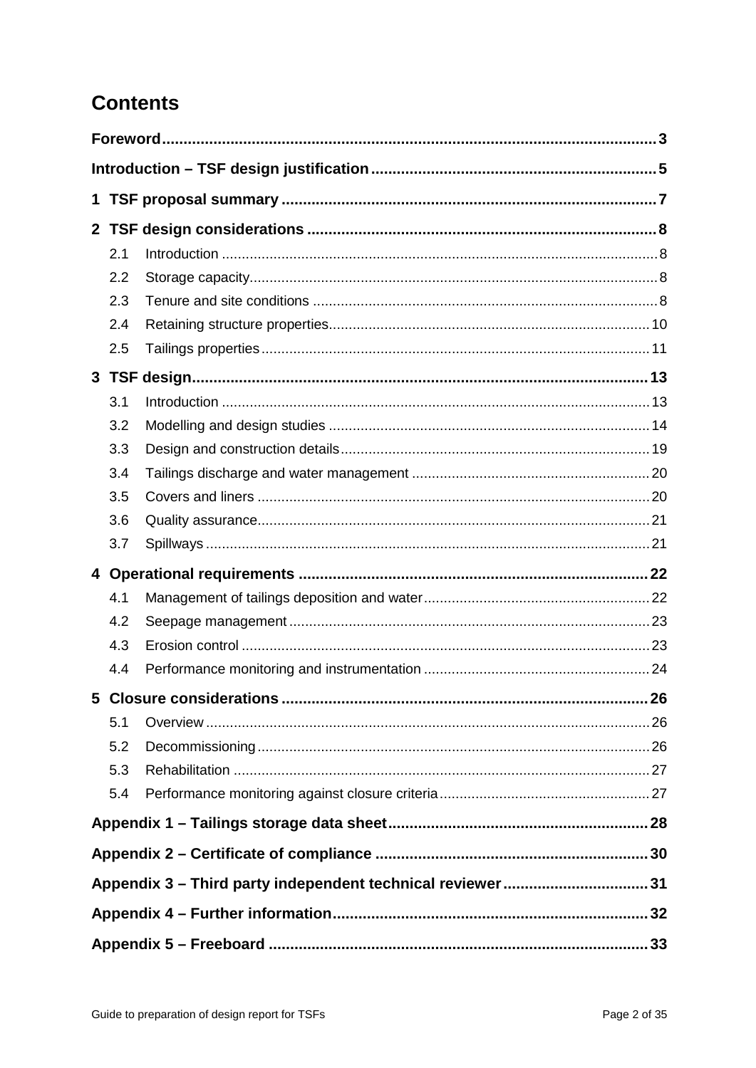# Contents

Foreword ... 3

Introduction – TSF design justification ... 5

1 TSF proposal summary ... 7

2 TSF design considerations ... 8

- 2.1 Introduction ... 8
- 2.2 Storage capacity ... 8
- 2.3 Tenure and site conditions ... 8
- 2.4 Retaining structure properties ... 10
- 2.5 Tailings properties ... 11

3 TSF design ... 13

- 3.1 Introduction ... 13
- 3.2 Modelling and design studies ... 14
- 3.3 Design and construction details ... 19
- 3.4 Tailings discharge and water management ... 20
- 3.5 Covers and liners ... 20
- 3.6 Quality assurance ... 21
- 3.7 Spillways ... 21

4 Operational requirements ... 22

- 4.1 Management of tailings deposition and water ... 22
- 4.2 Seepage management ... 23
- 4.3 Erosion control ... 23
- 4.4 Performance monitoring and instrumentation ... 24

5 Closure considerations ... 26

- 5.1 Overview ... 26
- 5.2 Decommissioning ... 26
- 5.3 Rehabilitation ... 27
- 5.4 Performance monitoring against closure criteria ... 27

Appendix 1 – Tailings storage data sheet ... 28

Appendix 2 – Certificate of compliance ... 30

Appendix 3 – Third party independent technical reviewer ... 31

Appendix 4 – Further information ... 32

Appendix 5 – Freeboard ... 33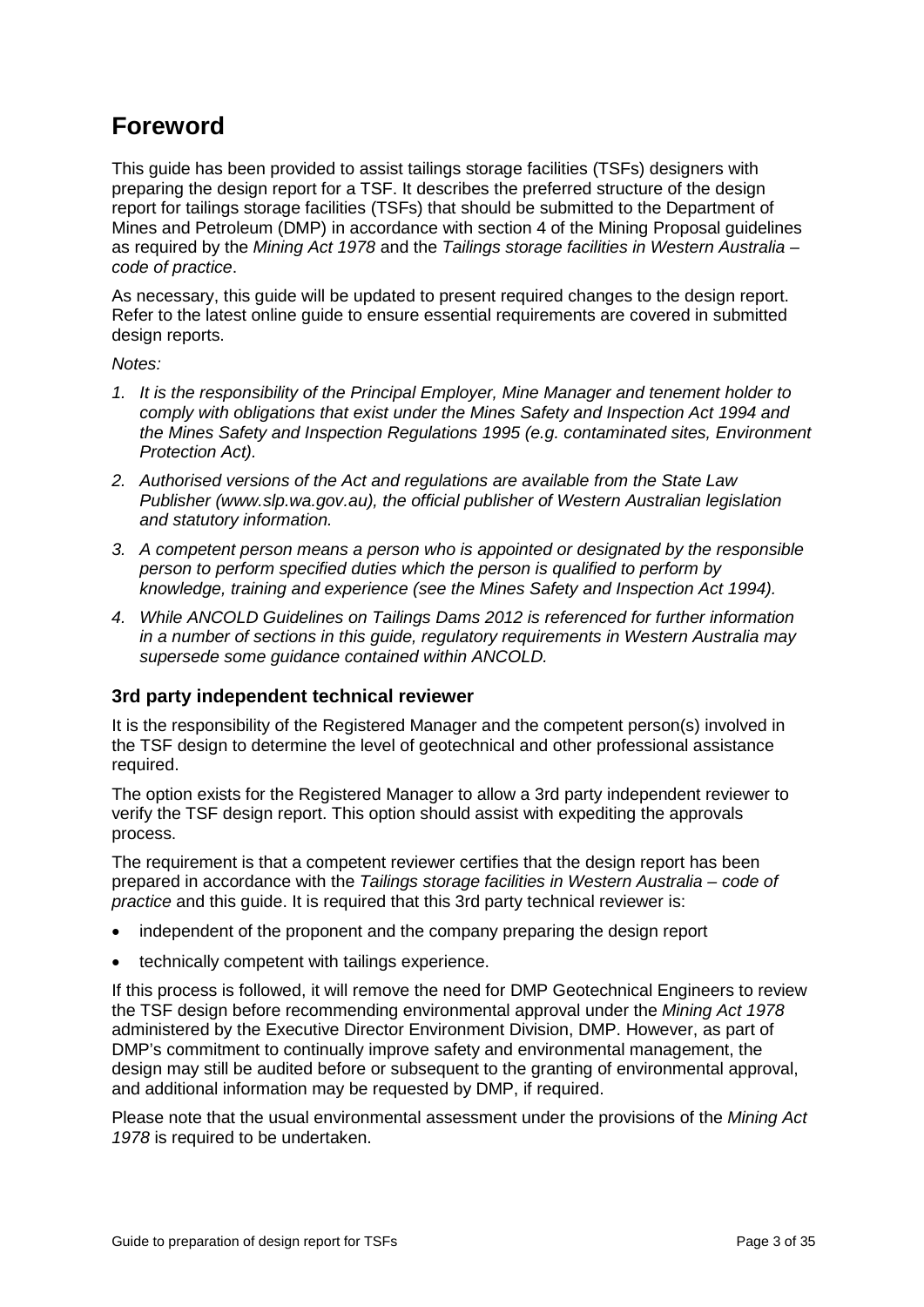# Foreword

This guide has been provided to assist tailings storage facilities (TSFs) designers with preparing the design report for a TSF. It describes the preferred structure of the design report for tailings storage facilities (TSFs) that should be submitted to the Department of Mines and Petroleum (DMP) in accordance with section 4 of the Mining Proposal guidelines as required by the *Mining Act 1978* and the *Tailings storage facilities in Western Australia – code of practice*.

As necessary, this guide will be updated to present required changes to the design report. Refer to the latest online guide to ensure essential requirements are covered in submitted design reports.

*Notes:*

1. *It is the responsibility of the Principal Employer, Mine Manager and tenement holder to comply with obligations that exist under the Mines Safety and Inspection Act 1994 and the Mines Safety and Inspection Regulations 1995 (e.g. contaminated sites, Environment Protection Act).*
2. *Authorised versions of the Act and regulations are available from the State Law Publisher (www.slp.wa.gov.au), the official publisher of Western Australian legislation and statutory information.*
3. *A competent person means a person who is appointed or designated by the responsible person to perform specified duties which the person is qualified to perform by knowledge, training and experience (see the Mines Safety and Inspection Act 1994).*
4. *While ANCOLD Guidelines on Tailings Dams 2012 is referenced for further information in a number of sections in this guide, regulatory requirements in Western Australia may supersede some guidance contained within ANCOLD.*

### 3rd party independent technical reviewer

It is the responsibility of the Registered Manager and the competent person(s) involved in the TSF design to determine the level of geotechnical and other professional assistance required.

The option exists for the Registered Manager to allow a 3rd party independent reviewer to verify the TSF design report. This option should assist with expediting the approvals process.

The requirement is that a competent reviewer certifies that the design report has been prepared in accordance with the *Tailings storage facilities in Western Australia – code of practice* and this guide. It is required that this 3rd party technical reviewer is:

- independent of the proponent and the company preparing the design report
- technically competent with tailings experience.

If this process is followed, it will remove the need for DMP Geotechnical Engineers to review the TSF design before recommending environmental approval under the *Mining Act 1978* administered by the Executive Director Environment Division, DMP. However, as part of DMP's commitment to continually improve safety and environmental management, the design may still be audited before or subsequent to the granting of environmental approval, and additional information may be requested by DMP, if required.

Please note that the usual environmental assessment under the provisions of the *Mining Act 1978* is required to be undertaken.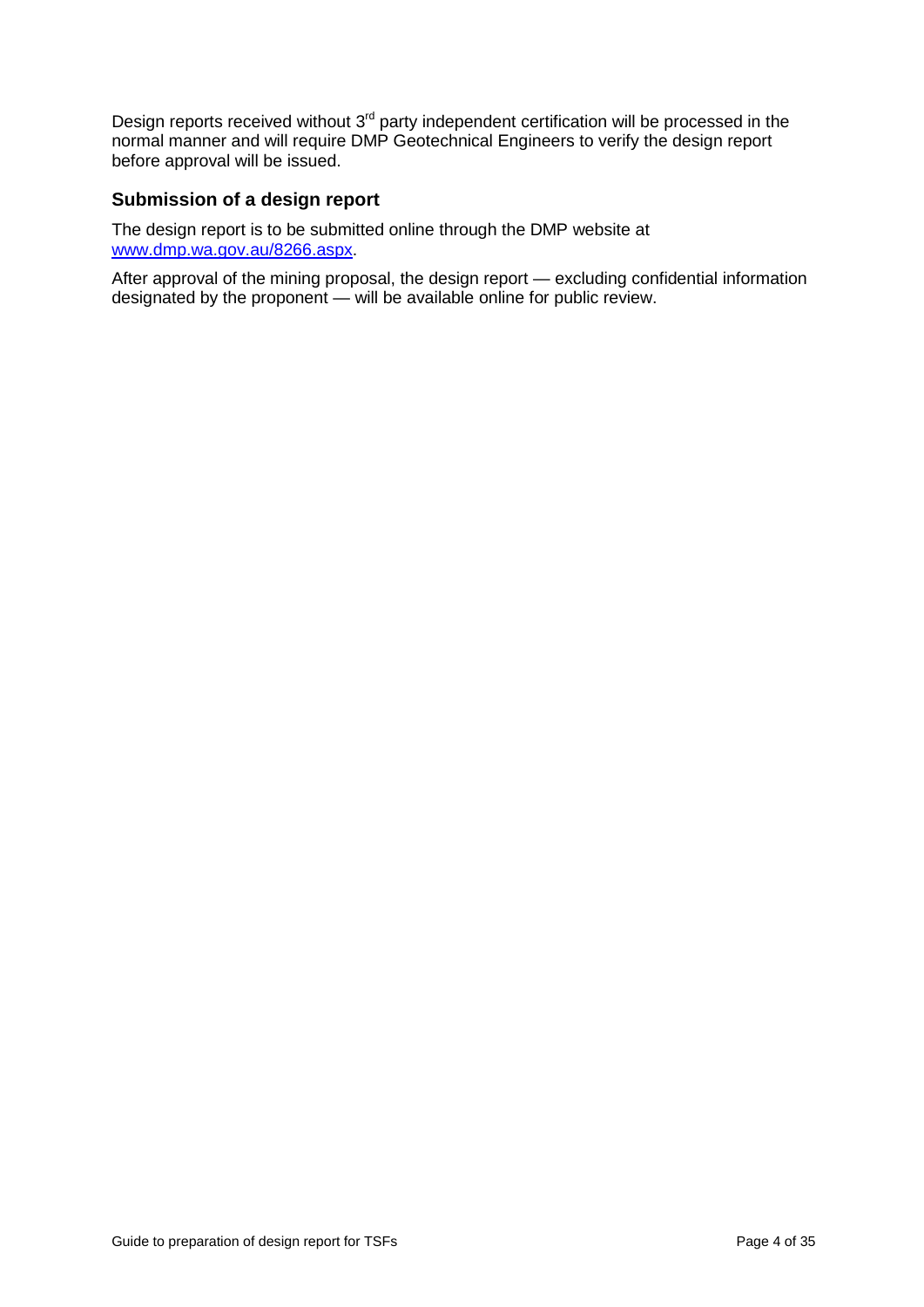Design reports received without 3rd party independent certification will be processed in the normal manner and will require DMP Geotechnical Engineers to verify the design report before approval will be issued.

### Submission of a design report

The design report is to be submitted online through the DMP website at [www.dmp.wa.gov.au/8266.aspx](www.dmp.wa.gov.au/8266.aspx).

After approval of the mining proposal, the design report — excluding confidential information designated by the proponent — will be available online for public review.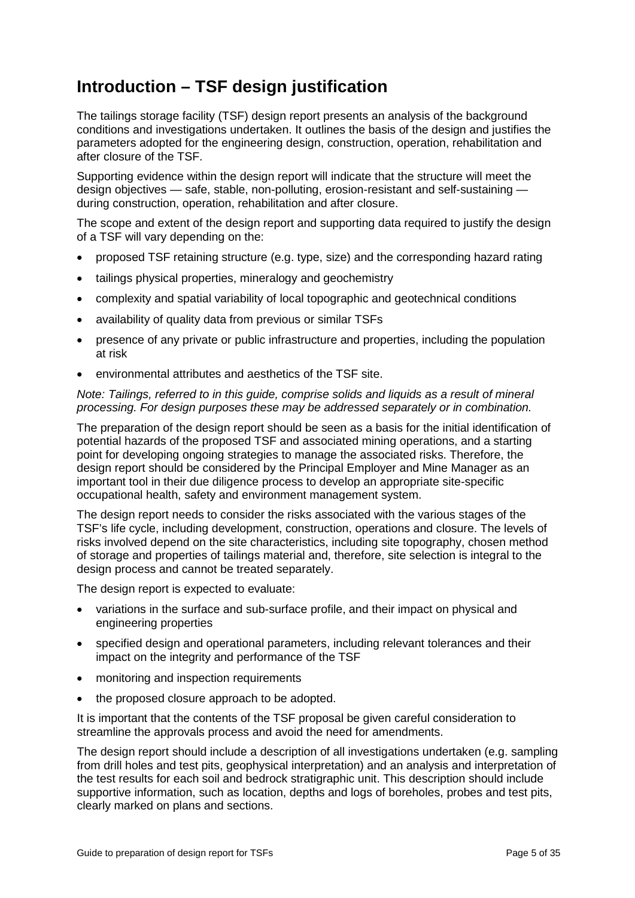# Introduction – TSF design justification

The tailings storage facility (TSF) design report presents an analysis of the background conditions and investigations undertaken. It outlines the basis of the design and justifies the parameters adopted for the engineering design, construction, operation, rehabilitation and after closure of the TSF.

Supporting evidence within the design report will indicate that the structure will meet the design objectives — safe, stable, non-polluting, erosion-resistant and self-sustaining — during construction, operation, rehabilitation and after closure.

The scope and extent of the design report and supporting data required to justify the design of a TSF will vary depending on the:

- proposed TSF retaining structure (e.g. type, size) and the corresponding hazard rating
- tailings physical properties, mineralogy and geochemistry
- complexity and spatial variability of local topographic and geotechnical conditions
- availability of quality data from previous or similar TSFs
- presence of any private or public infrastructure and properties, including the population at risk
- environmental attributes and aesthetics of the TSF site.

*Note: Tailings, referred to in this guide, comprise solids and liquids as a result of mineral processing. For design purposes these may be addressed separately or in combination.*

The preparation of the design report should be seen as a basis for the initial identification of potential hazards of the proposed TSF and associated mining operations, and a starting point for developing ongoing strategies to manage the associated risks. Therefore, the design report should be considered by the Principal Employer and Mine Manager as an important tool in their due diligence process to develop an appropriate site-specific occupational health, safety and environment management system.

The design report needs to consider the risks associated with the various stages of the TSF's life cycle, including development, construction, operations and closure. The levels of risks involved depend on the site characteristics, including site topography, chosen method of storage and properties of tailings material and, therefore, site selection is integral to the design process and cannot be treated separately.

The design report is expected to evaluate:

- variations in the surface and sub-surface profile, and their impact on physical and engineering properties
- specified design and operational parameters, including relevant tolerances and their impact on the integrity and performance of the TSF
- monitoring and inspection requirements
- the proposed closure approach to be adopted.

It is important that the contents of the TSF proposal be given careful consideration to streamline the approvals process and avoid the need for amendments.

The design report should include a description of all investigations undertaken (e.g. sampling from drill holes and test pits, geophysical interpretation) and an analysis and interpretation of the test results for each soil and bedrock stratigraphic unit. This description should include supportive information, such as location, depths and logs of boreholes, probes and test pits, clearly marked on plans and sections.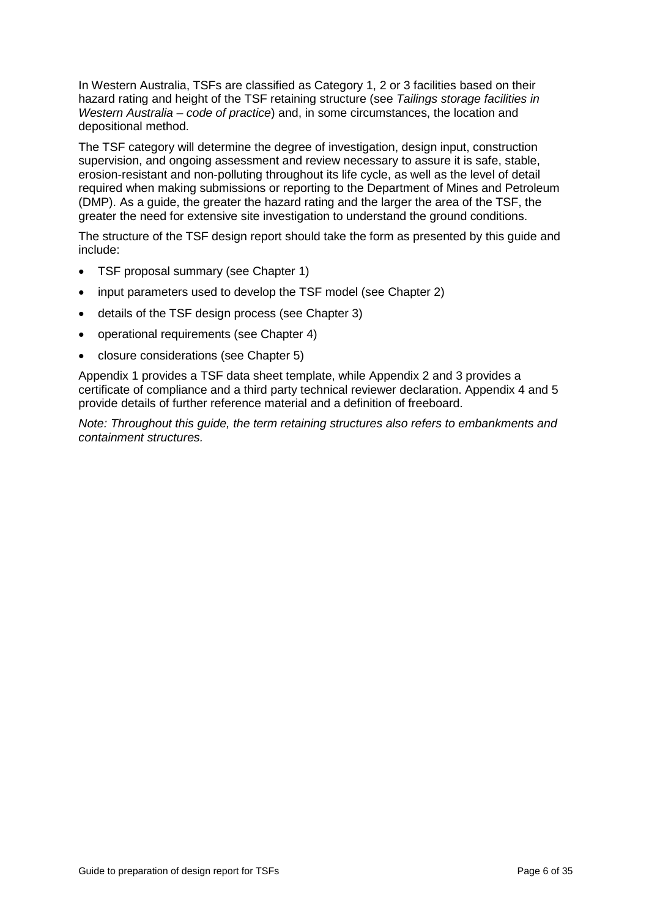In Western Australia, TSFs are classified as Category 1, 2 or 3 facilities based on their hazard rating and height of the TSF retaining structure (see *Tailings storage facilities in Western Australia – code of practice*) and, in some circumstances, the location and depositional method.

The TSF category will determine the degree of investigation, design input, construction supervision, and ongoing assessment and review necessary to assure it is safe, stable, erosion-resistant and non-polluting throughout its life cycle, as well as the level of detail required when making submissions or reporting to the Department of Mines and Petroleum (DMP). As a guide, the greater the hazard rating and the larger the area of the TSF, the greater the need for extensive site investigation to understand the ground conditions.

The structure of the TSF design report should take the form as presented by this guide and include:

- TSF proposal summary (see Chapter 1)
- input parameters used to develop the TSF model (see Chapter 2)
- details of the TSF design process (see Chapter 3)
- operational requirements (see Chapter 4)
- closure considerations (see Chapter 5)

Appendix 1 provides a TSF data sheet template, while Appendix 2 and 3 provides a certificate of compliance and a third party technical reviewer declaration. Appendix 4 and 5 provide details of further reference material and a definition of freeboard.

*Note: Throughout this guide, the term retaining structures also refers to embankments and containment structures.*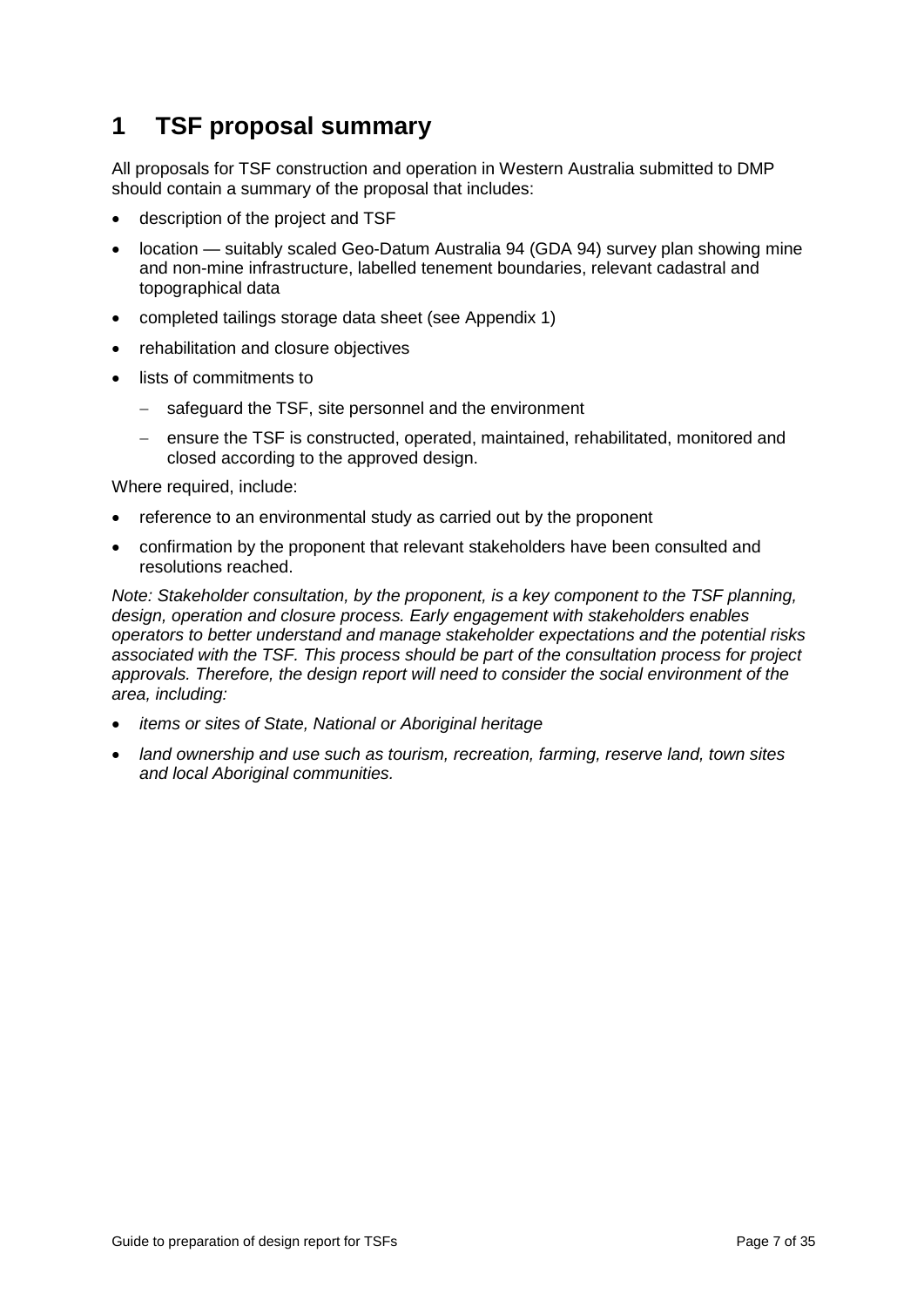# 1 TSF proposal summary

All proposals for TSF construction and operation in Western Australia submitted to DMP should contain a summary of the proposal that includes:

- description of the project and TSF
- location — suitably scaled Geo-Datum Australia 94 (GDA 94) survey plan showing mine and non-mine infrastructure, labelled tenement boundaries, relevant cadastral and topographical data
- completed tailings storage data sheet (see Appendix 1)
- rehabilitation and closure objectives
- lists of commitments to
  - safeguard the TSF, site personnel and the environment
  - ensure the TSF is constructed, operated, maintained, rehabilitated, monitored and closed according to the approved design.

Where required, include:

- reference to an environmental study as carried out by the proponent
- confirmation by the proponent that relevant stakeholders have been consulted and resolutions reached.

*Note: Stakeholder consultation, by the proponent, is a key component to the TSF planning, design, operation and closure process. Early engagement with stakeholders enables operators to better understand and manage stakeholder expectations and the potential risks associated with the TSF. This process should be part of the consultation process for project approvals. Therefore, the design report will need to consider the social environment of the area, including:*

- *items or sites of State, National or Aboriginal heritage*
- *land ownership and use such as tourism, recreation, farming, reserve land, town sites and local Aboriginal communities.*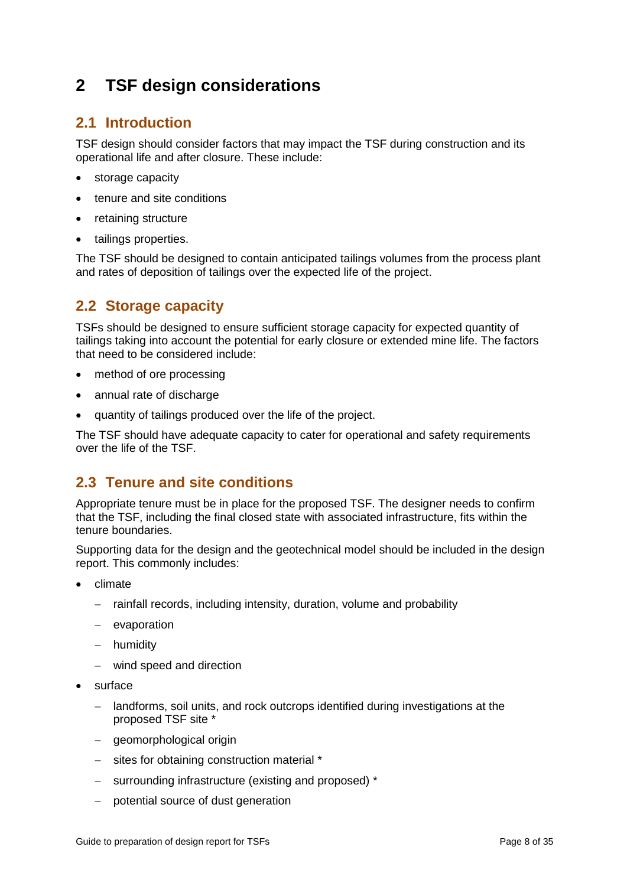# 2 TSF design considerations

## 2.1 Introduction

TSF design should consider factors that may impact the TSF during construction and its operational life and after closure. These include:

- storage capacity
- tenure and site conditions
- retaining structure
- tailings properties.

The TSF should be designed to contain anticipated tailings volumes from the process plant and rates of deposition of tailings over the expected life of the project.

## 2.2 Storage capacity

TSFs should be designed to ensure sufficient storage capacity for expected quantity of tailings taking into account the potential for early closure or extended mine life. The factors that need to be considered include:

- method of ore processing
- annual rate of discharge
- quantity of tailings produced over the life of the project.

The TSF should have adequate capacity to cater for operational and safety requirements over the life of the TSF.

## 2.3 Tenure and site conditions

Appropriate tenure must be in place for the proposed TSF. The designer needs to confirm that the TSF, including the final closed state with associated infrastructure, fits within the tenure boundaries.

Supporting data for the design and the geotechnical model should be included in the design report. This commonly includes:

- climate
  - rainfall records, including intensity, duration, volume and probability
  - evaporation
  - humidity
  - wind speed and direction
- surface
  - landforms, soil units, and rock outcrops identified during investigations at the proposed TSF site *
  - geomorphological origin
  - sites for obtaining construction material *
  - surrounding infrastructure (existing and proposed) *
  - potential source of dust generation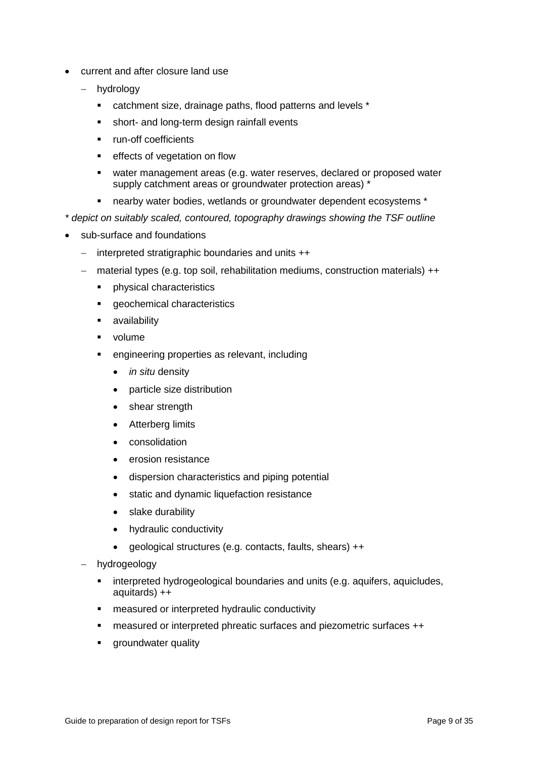- current and after closure land use
  - hydrology
    - catchment size, drainage paths, flood patterns and levels *
    - short- and long-term design rainfall events
    - run-off coefficients
    - effects of vegetation on flow
    - water management areas (e.g. water reserves, declared or proposed water supply catchment areas or groundwater protection areas) *
    - nearby water bodies, wetlands or groundwater dependent ecosystems *

*\* depict on suitably scaled, contoured, topography drawings showing the TSF outline*

- sub-surface and foundations
  - interpreted stratigraphic boundaries and units ++
  - material types (e.g. top soil, rehabilitation mediums, construction materials) ++
    - physical characteristics
    - geochemical characteristics
    - availability
    - volume
    - engineering properties as relevant, including
      - *in situ* density
      - particle size distribution
      - shear strength
      - Atterberg limits
      - consolidation
      - erosion resistance
      - dispersion characteristics and piping potential
      - static and dynamic liquefaction resistance
      - slake durability
      - hydraulic conductivity
      - geological structures (e.g. contacts, faults, shears) ++
  - hydrogeology
    - interpreted hydrogeological boundaries and units (e.g. aquifers, aquicludes, aquitards) ++
    - measured or interpreted hydraulic conductivity
    - measured or interpreted phreatic surfaces and piezometric surfaces ++
    - groundwater quality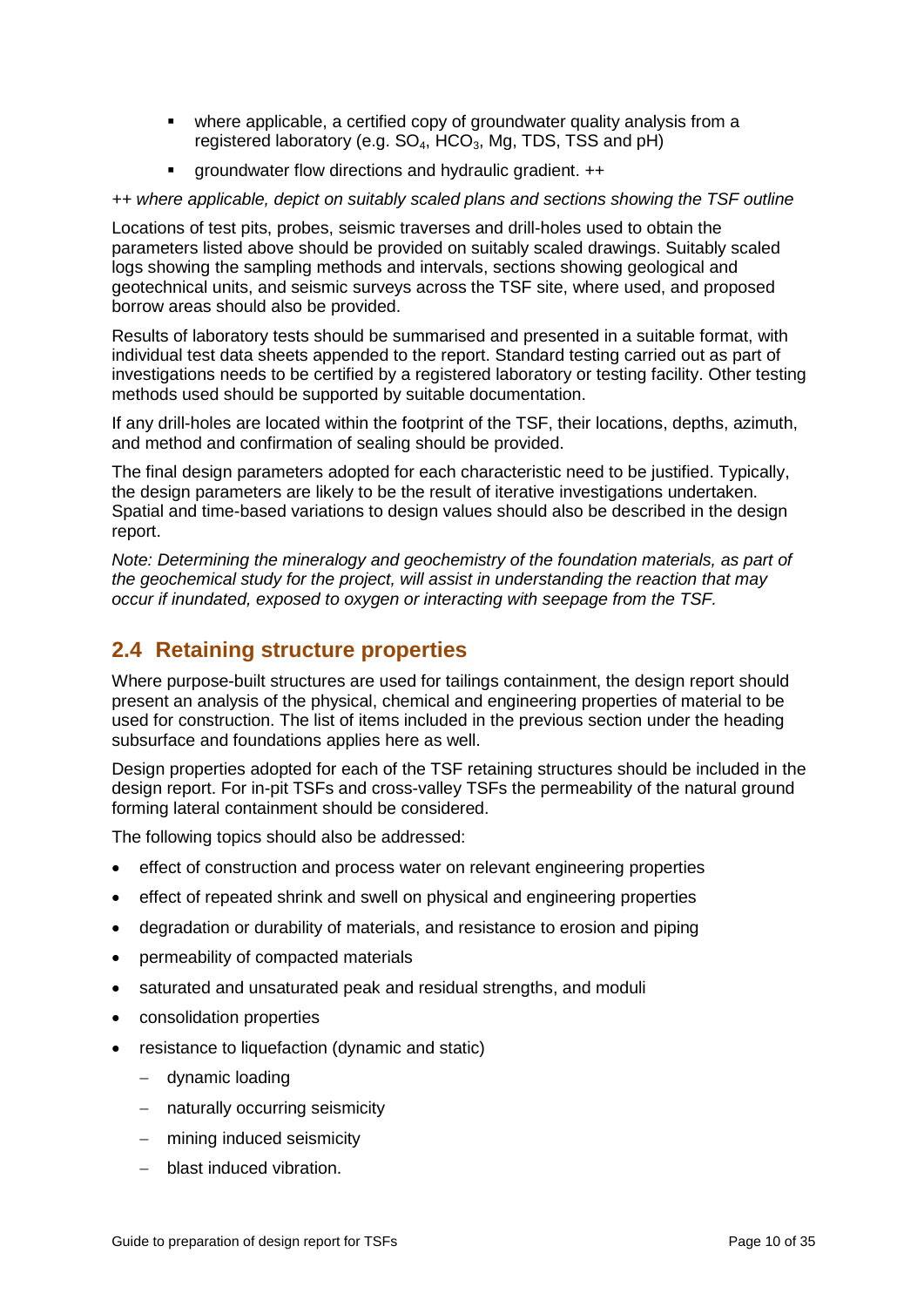- where applicable, a certified copy of groundwater quality analysis from a registered laboratory (e.g. $SO_4$, $HCO_3$, Mg, TDS, TSS and pH)
- groundwater flow directions and hydraulic gradient. ++

*++ where applicable, depict on suitably scaled plans and sections showing the TSF outline*

Locations of test pits, probes, seismic traverses and drill-holes used to obtain the parameters listed above should be provided on suitably scaled drawings. Suitably scaled logs showing the sampling methods and intervals, sections showing geological and geotechnical units, and seismic surveys across the TSF site, where used, and proposed borrow areas should also be provided.

Results of laboratory tests should be summarised and presented in a suitable format, with individual test data sheets appended to the report. Standard testing carried out as part of investigations needs to be certified by a registered laboratory or testing facility. Other testing methods used should be supported by suitable documentation.

If any drill-holes are located within the footprint of the TSF, their locations, depths, azimuth, and method and confirmation of sealing should be provided.

The final design parameters adopted for each characteristic need to be justified. Typically, the design parameters are likely to be the result of iterative investigations undertaken. Spatial and time-based variations to design values should also be described in the design report.

*Note: Determining the mineralogy and geochemistry of the foundation materials, as part of the geochemical study for the project, will assist in understanding the reaction that may occur if inundated, exposed to oxygen or interacting with seepage from the TSF.*

## 2.4 Retaining structure properties

Where purpose-built structures are used for tailings containment, the design report should present an analysis of the physical, chemical and engineering properties of material to be used for construction. The list of items included in the previous section under the heading subsurface and foundations applies here as well.

Design properties adopted for each of the TSF retaining structures should be included in the design report. For in-pit TSFs and cross-valley TSFs the permeability of the natural ground forming lateral containment should be considered.

The following topics should also be addressed:

- effect of construction and process water on relevant engineering properties
- effect of repeated shrink and swell on physical and engineering properties
- degradation or durability of materials, and resistance to erosion and piping
- permeability of compacted materials
- saturated and unsaturated peak and residual strengths, and moduli
- consolidation properties
- resistance to liquefaction (dynamic and static)
  - dynamic loading
  - naturally occurring seismicity
  - mining induced seismicity
  - blast induced vibration.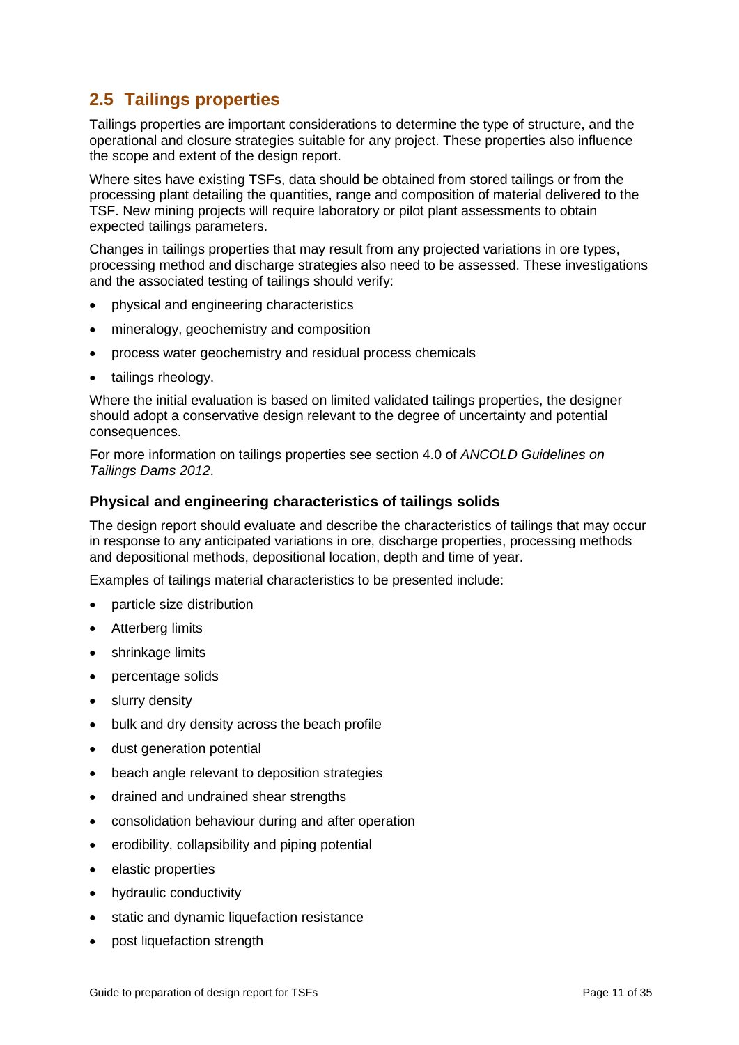## 2.5 Tailings properties

Tailings properties are important considerations to determine the type of structure, and the operational and closure strategies suitable for any project. These properties also influence the scope and extent of the design report.

Where sites have existing TSFs, data should be obtained from stored tailings or from the processing plant detailing the quantities, range and composition of material delivered to the TSF. New mining projects will require laboratory or pilot plant assessments to obtain expected tailings parameters.

Changes in tailings properties that may result from any projected variations in ore types, processing method and discharge strategies also need to be assessed. These investigations and the associated testing of tailings should verify:

- physical and engineering characteristics
- mineralogy, geochemistry and composition
- process water geochemistry and residual process chemicals
- tailings rheology.

Where the initial evaluation is based on limited validated tailings properties, the designer should adopt a conservative design relevant to the degree of uncertainty and potential consequences.

For more information on tailings properties see section 4.0 of *ANCOLD Guidelines on Tailings Dams 2012*.

### Physical and engineering characteristics of tailings solids

The design report should evaluate and describe the characteristics of tailings that may occur in response to any anticipated variations in ore, discharge properties, processing methods and depositional methods, depositional location, depth and time of year.

Examples of tailings material characteristics to be presented include:

- particle size distribution
- Atterberg limits
- shrinkage limits
- percentage solids
- slurry density
- bulk and dry density across the beach profile
- dust generation potential
- beach angle relevant to deposition strategies
- drained and undrained shear strengths
- consolidation behaviour during and after operation
- erodibility, collapsibility and piping potential
- elastic properties
- hydraulic conductivity
- static and dynamic liquefaction resistance
- post liquefaction strength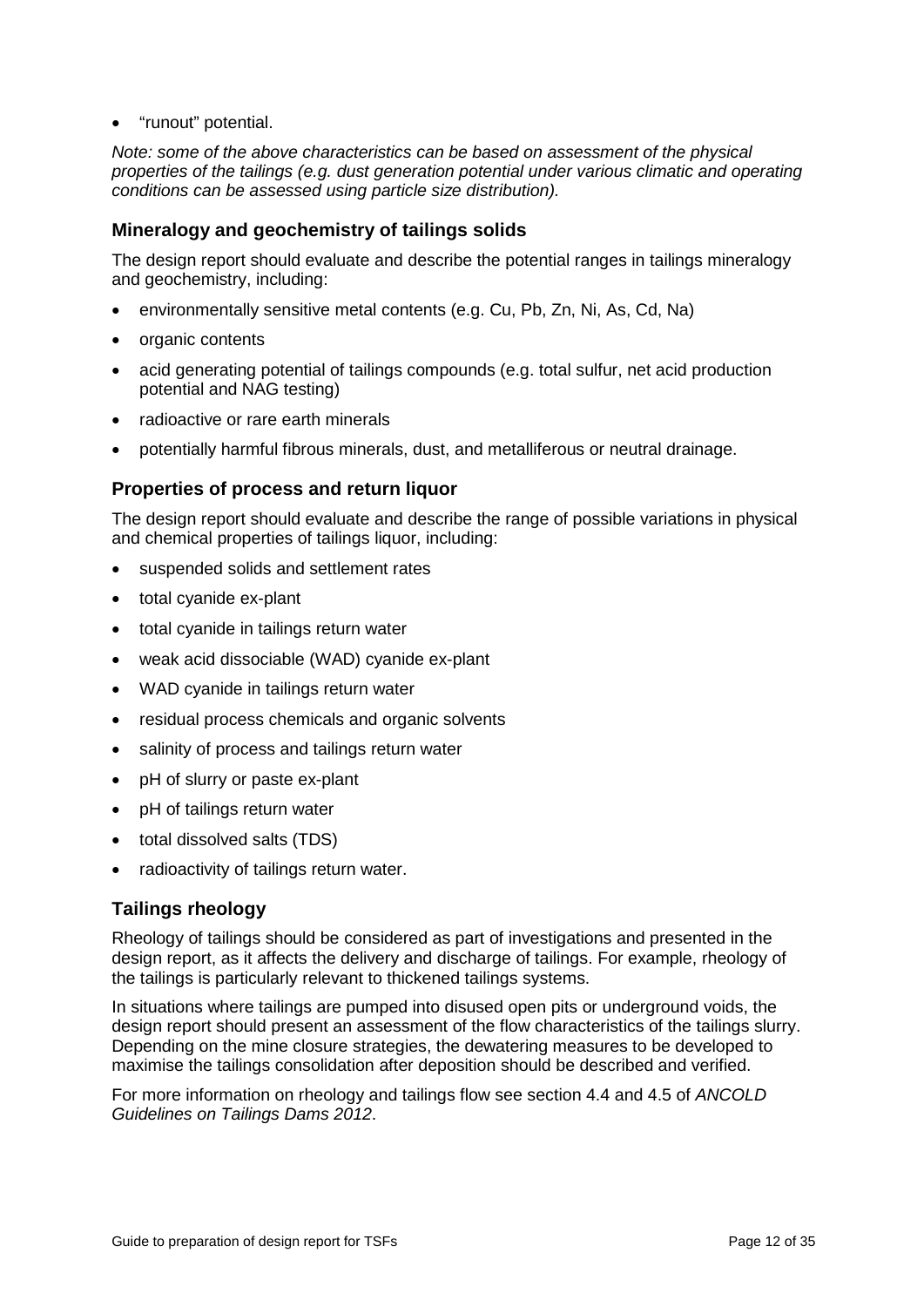- "runout" potential.

*Note: some of the above characteristics can be based on assessment of the physical properties of the tailings (e.g. dust generation potential under various climatic and operating conditions can be assessed using particle size distribution).*

### Mineralogy and geochemistry of tailings solids

The design report should evaluate and describe the potential ranges in tailings mineralogy and geochemistry, including:

- environmentally sensitive metal contents (e.g. Cu, Pb, Zn, Ni, As, Cd, Na)
- organic contents
- acid generating potential of tailings compounds (e.g. total sulfur, net acid production potential and NAG testing)
- radioactive or rare earth minerals
- potentially harmful fibrous minerals, dust, and metalliferous or neutral drainage.

### Properties of process and return liquor

The design report should evaluate and describe the range of possible variations in physical and chemical properties of tailings liquor, including:

- suspended solids and settlement rates
- total cyanide ex-plant
- total cyanide in tailings return water
- weak acid dissociable (WAD) cyanide ex-plant
- WAD cyanide in tailings return water
- residual process chemicals and organic solvents
- salinity of process and tailings return water
- pH of slurry or paste ex-plant
- pH of tailings return water
- total dissolved salts (TDS)
- radioactivity of tailings return water.

### Tailings rheology

Rheology of tailings should be considered as part of investigations and presented in the design report, as it affects the delivery and discharge of tailings. For example, rheology of the tailings is particularly relevant to thickened tailings systems.

In situations where tailings are pumped into disused open pits or underground voids, the design report should present an assessment of the flow characteristics of the tailings slurry. Depending on the mine closure strategies, the dewatering measures to be developed to maximise the tailings consolidation after deposition should be described and verified.

For more information on rheology and tailings flow see section 4.4 and 4.5 of *ANCOLD Guidelines on Tailings Dams 2012*.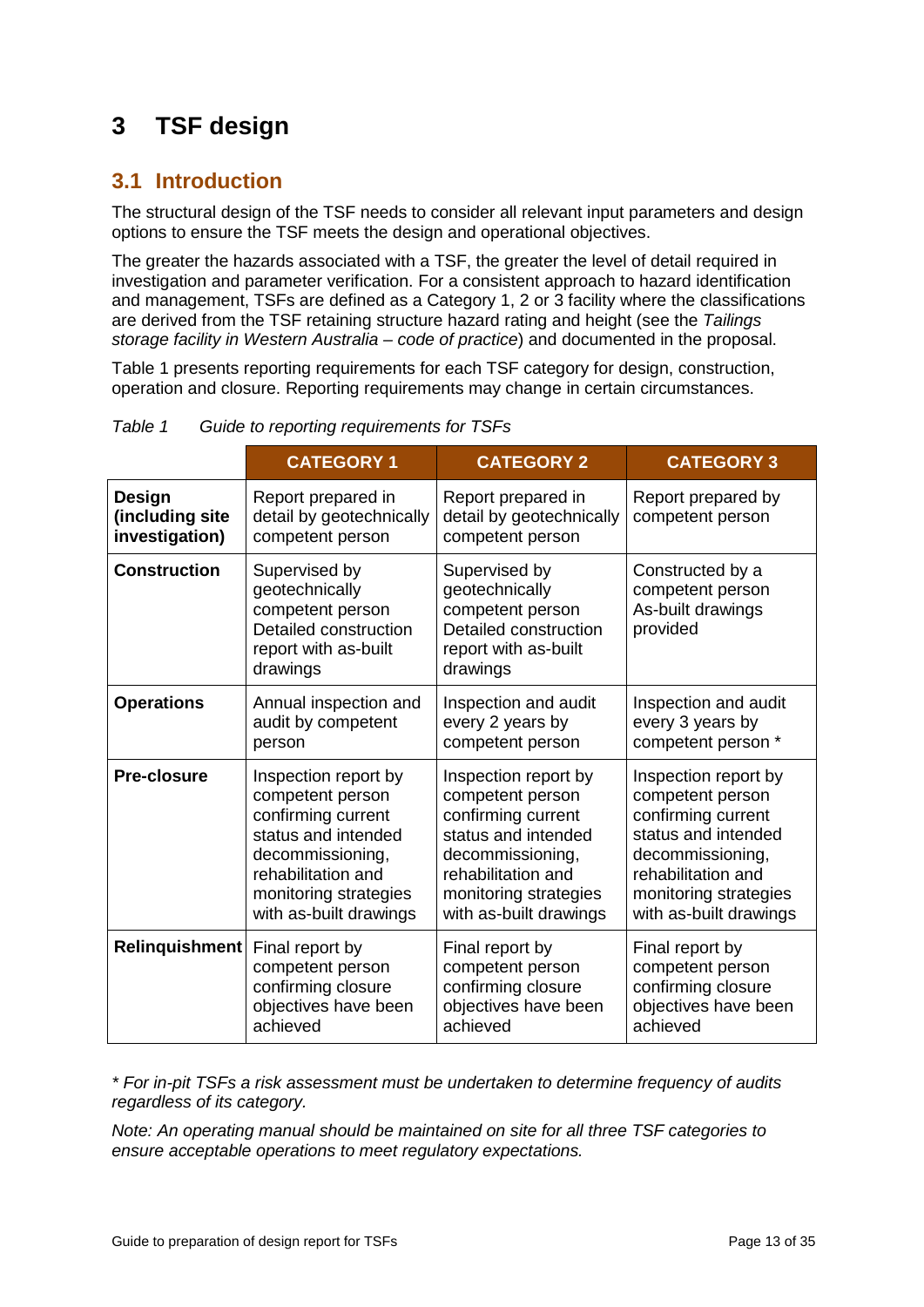# 3 TSF design

## 3.1 Introduction

The structural design of the TSF needs to consider all relevant input parameters and design options to ensure the TSF meets the design and operational objectives.

The greater the hazards associated with a TSF, the greater the level of detail required in investigation and parameter verification. For a consistent approach to hazard identification and management, TSFs are defined as a Category 1, 2 or 3 facility where the classifications are derived from the TSF retaining structure hazard rating and height (see the *Tailings storage facility in Western Australia – code of practice*) and documented in the proposal.

Table 1 presents reporting requirements for each TSF category for design, construction, operation and closure. Reporting requirements may change in certain circumstances.

*Table 1 Guide to reporting requirements for TSFs*

| | CATEGORY 1 | CATEGORY 2 | CATEGORY 3 |
|---|---|---|---|
| **Design (including site investigation)** | Report prepared in detail by geotechnically competent person | Report prepared in detail by geotechnically competent person | Report prepared by competent person |
| **Construction** | Supervised by geotechnically competent person Detailed construction report with as-built drawings | Supervised by geotechnically competent person Detailed construction report with as-built drawings | Constructed by a competent person As-built drawings provided |
| **Operations** | Annual inspection and audit by competent person | Inspection and audit every 2 years by competent person | Inspection and audit every 3 years by competent person * |
| **Pre-closure** | Inspection report by competent person confirming current status and intended decommissioning, rehabilitation and monitoring strategies with as-built drawings | Inspection report by competent person confirming current status and intended decommissioning, rehabilitation and monitoring strategies with as-built drawings | Inspection report by competent person confirming current status and intended decommissioning, rehabilitation and monitoring strategies with as-built drawings |
| **Relinquishment** | Final report by competent person confirming closure objectives have been achieved | Final report by competent person confirming closure objectives have been achieved | Final report by competent person confirming closure objectives have been achieved |

*\* For in-pit TSFs a risk assessment must be undertaken to determine frequency of audits regardless of its category.*

*Note: An operating manual should be maintained on site for all three TSF categories to ensure acceptable operations to meet regulatory expectations.*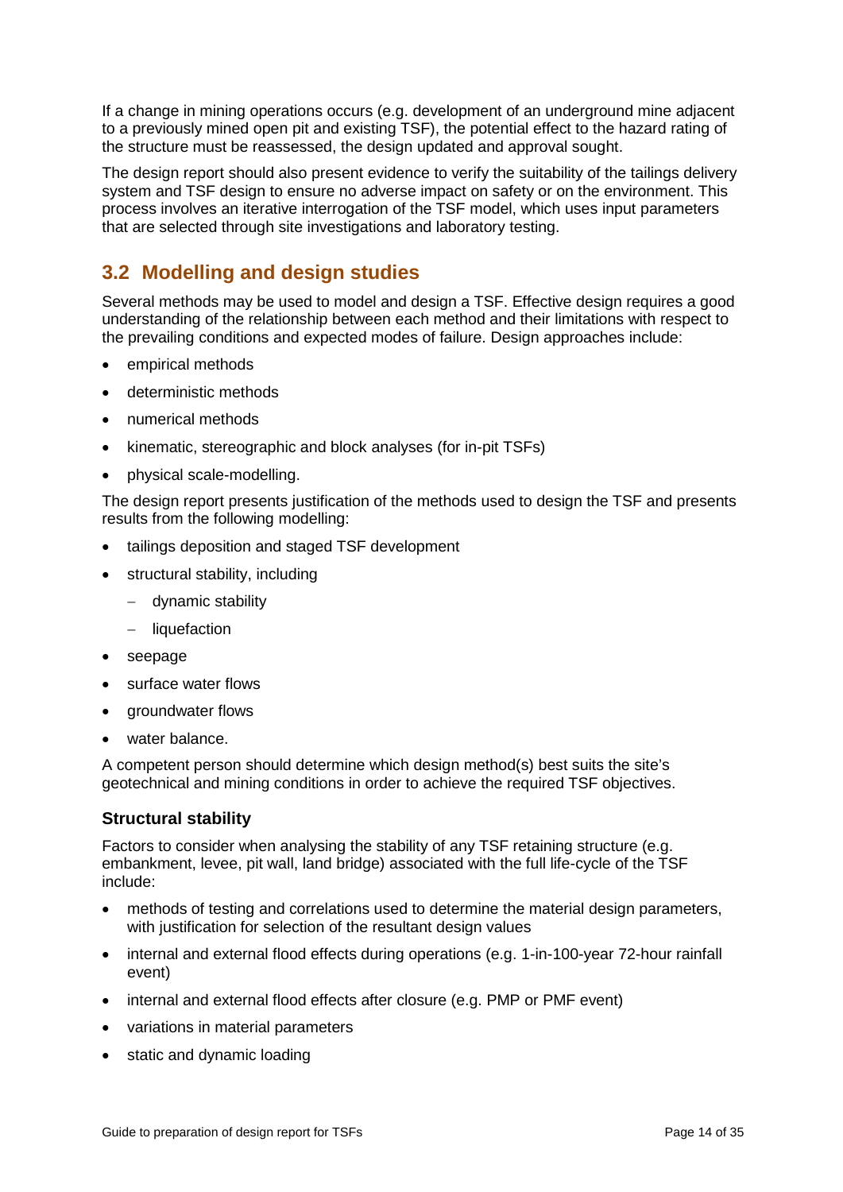If a change in mining operations occurs (e.g. development of an underground mine adjacent to a previously mined open pit and existing TSF), the potential effect to the hazard rating of the structure must be reassessed, the design updated and approval sought.

The design report should also present evidence to verify the suitability of the tailings delivery system and TSF design to ensure no adverse impact on safety or on the environment. This process involves an iterative interrogation of the TSF model, which uses input parameters that are selected through site investigations and laboratory testing.

## 3.2 Modelling and design studies

Several methods may be used to model and design a TSF. Effective design requires a good understanding of the relationship between each method and their limitations with respect to the prevailing conditions and expected modes of failure. Design approaches include:

- empirical methods
- deterministic methods
- numerical methods
- kinematic, stereographic and block analyses (for in-pit TSFs)
- physical scale-modelling.

The design report presents justification of the methods used to design the TSF and presents results from the following modelling:

- tailings deposition and staged TSF development
- structural stability, including
  - dynamic stability
  - liquefaction
- seepage
- surface water flows
- groundwater flows
- water balance.

A competent person should determine which design method(s) best suits the site's geotechnical and mining conditions in order to achieve the required TSF objectives.

### Structural stability

Factors to consider when analysing the stability of any TSF retaining structure (e.g. embankment, levee, pit wall, land bridge) associated with the full life-cycle of the TSF include:

- methods of testing and correlations used to determine the material design parameters, with justification for selection of the resultant design values
- internal and external flood effects during operations (e.g. 1-in-100-year 72-hour rainfall event)
- internal and external flood effects after closure (e.g. PMP or PMF event)
- variations in material parameters
- static and dynamic loading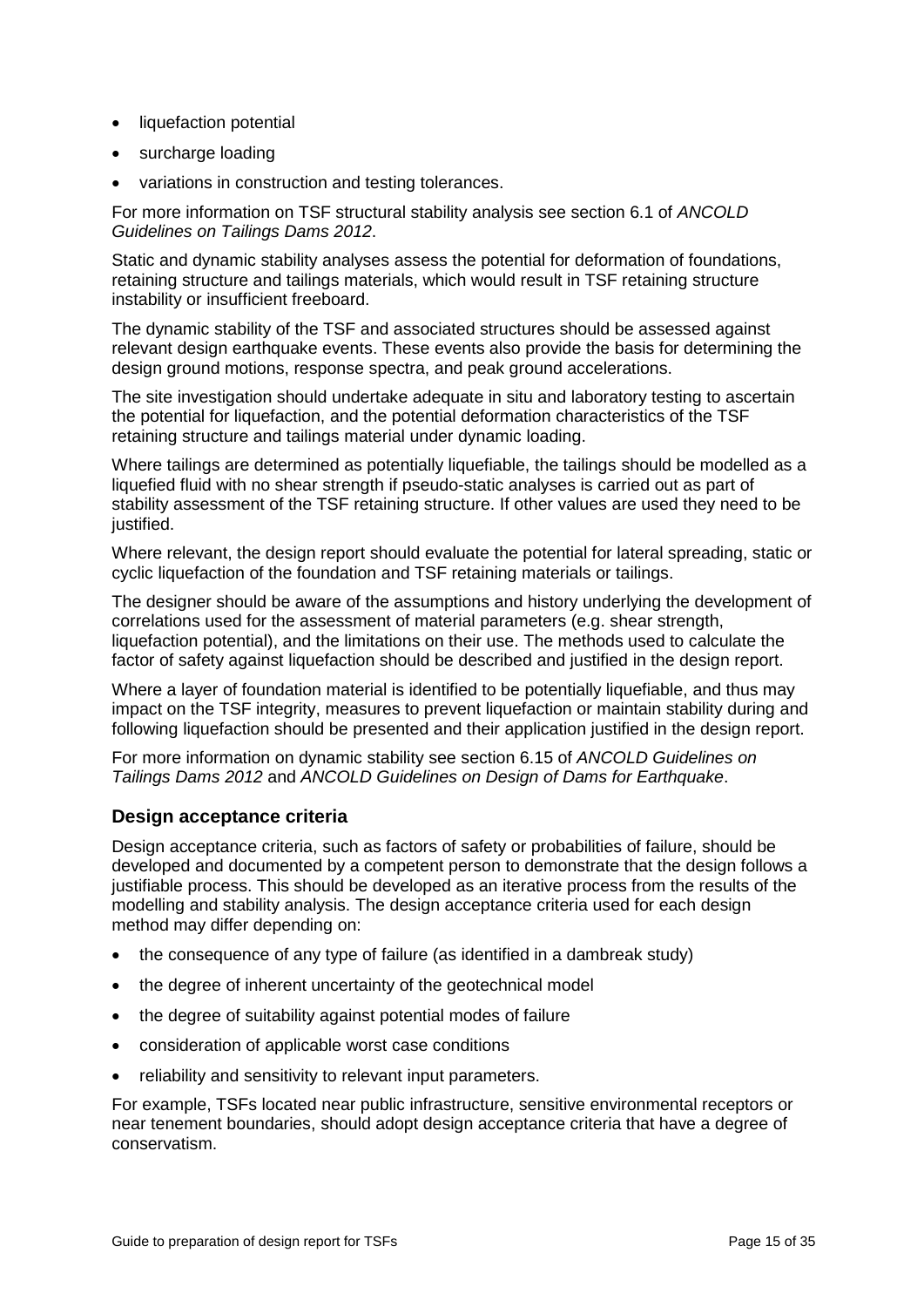- liquefaction potential
- surcharge loading
- variations in construction and testing tolerances.

For more information on TSF structural stability analysis see section 6.1 of *ANCOLD Guidelines on Tailings Dams 2012*.

Static and dynamic stability analyses assess the potential for deformation of foundations, retaining structure and tailings materials, which would result in TSF retaining structure instability or insufficient freeboard.

The dynamic stability of the TSF and associated structures should be assessed against relevant design earthquake events. These events also provide the basis for determining the design ground motions, response spectra, and peak ground accelerations.

The site investigation should undertake adequate in situ and laboratory testing to ascertain the potential for liquefaction, and the potential deformation characteristics of the TSF retaining structure and tailings material under dynamic loading.

Where tailings are determined as potentially liquefiable, the tailings should be modelled as a liquefied fluid with no shear strength if pseudo-static analyses is carried out as part of stability assessment of the TSF retaining structure. If other values are used they need to be justified.

Where relevant, the design report should evaluate the potential for lateral spreading, static or cyclic liquefaction of the foundation and TSF retaining materials or tailings.

The designer should be aware of the assumptions and history underlying the development of correlations used for the assessment of material parameters (e.g. shear strength, liquefaction potential), and the limitations on their use. The methods used to calculate the factor of safety against liquefaction should be described and justified in the design report.

Where a layer of foundation material is identified to be potentially liquefiable, and thus may impact on the TSF integrity, measures to prevent liquefaction or maintain stability during and following liquefaction should be presented and their application justified in the design report.

For more information on dynamic stability see section 6.15 of *ANCOLD Guidelines on Tailings Dams 2012* and *ANCOLD Guidelines on Design of Dams for Earthquake*.

### Design acceptance criteria

Design acceptance criteria, such as factors of safety or probabilities of failure, should be developed and documented by a competent person to demonstrate that the design follows a justifiable process. This should be developed as an iterative process from the results of the modelling and stability analysis. The design acceptance criteria used for each design method may differ depending on:

- the consequence of any type of failure (as identified in a dambreak study)
- the degree of inherent uncertainty of the geotechnical model
- the degree of suitability against potential modes of failure
- consideration of applicable worst case conditions
- reliability and sensitivity to relevant input parameters.

For example, TSFs located near public infrastructure, sensitive environmental receptors or near tenement boundaries, should adopt design acceptance criteria that have a degree of conservatism.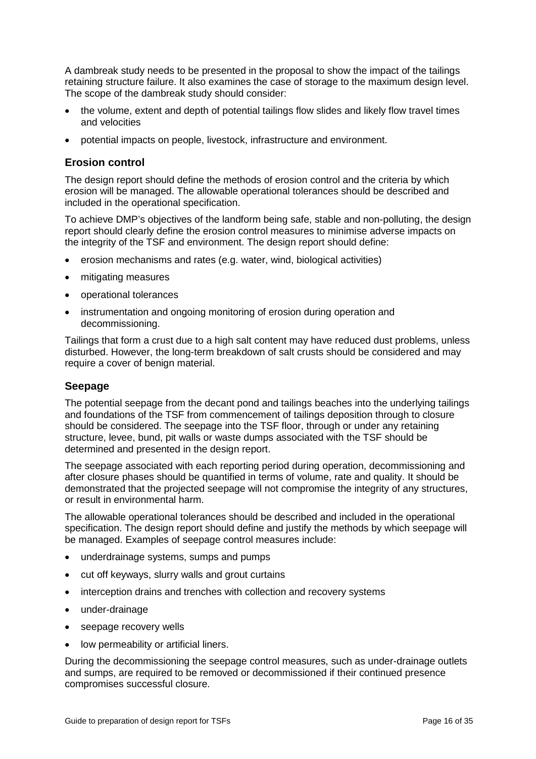A dambreak study needs to be presented in the proposal to show the impact of the tailings retaining structure failure. It also examines the case of storage to the maximum design level. The scope of the dambreak study should consider:

- the volume, extent and depth of potential tailings flow slides and likely flow travel times and velocities
- potential impacts on people, livestock, infrastructure and environment.

### Erosion control

The design report should define the methods of erosion control and the criteria by which erosion will be managed. The allowable operational tolerances should be described and included in the operational specification.

To achieve DMP's objectives of the landform being safe, stable and non-polluting, the design report should clearly define the erosion control measures to minimise adverse impacts on the integrity of the TSF and environment. The design report should define:

- erosion mechanisms and rates (e.g. water, wind, biological activities)
- mitigating measures
- operational tolerances
- instrumentation and ongoing monitoring of erosion during operation and decommissioning.

Tailings that form a crust due to a high salt content may have reduced dust problems, unless disturbed. However, the long-term breakdown of salt crusts should be considered and may require a cover of benign material.

### Seepage

The potential seepage from the decant pond and tailings beaches into the underlying tailings and foundations of the TSF from commencement of tailings deposition through to closure should be considered. The seepage into the TSF floor, through or under any retaining structure, levee, bund, pit walls or waste dumps associated with the TSF should be determined and presented in the design report.

The seepage associated with each reporting period during operation, decommissioning and after closure phases should be quantified in terms of volume, rate and quality. It should be demonstrated that the projected seepage will not compromise the integrity of any structures, or result in environmental harm.

The allowable operational tolerances should be described and included in the operational specification. The design report should define and justify the methods by which seepage will be managed. Examples of seepage control measures include:

- underdrainage systems, sumps and pumps
- cut off keyways, slurry walls and grout curtains
- interception drains and trenches with collection and recovery systems
- under-drainage
- seepage recovery wells
- low permeability or artificial liners.

During the decommissioning the seepage control measures, such as under-drainage outlets and sumps, are required to be removed or decommissioned if their continued presence compromises successful closure.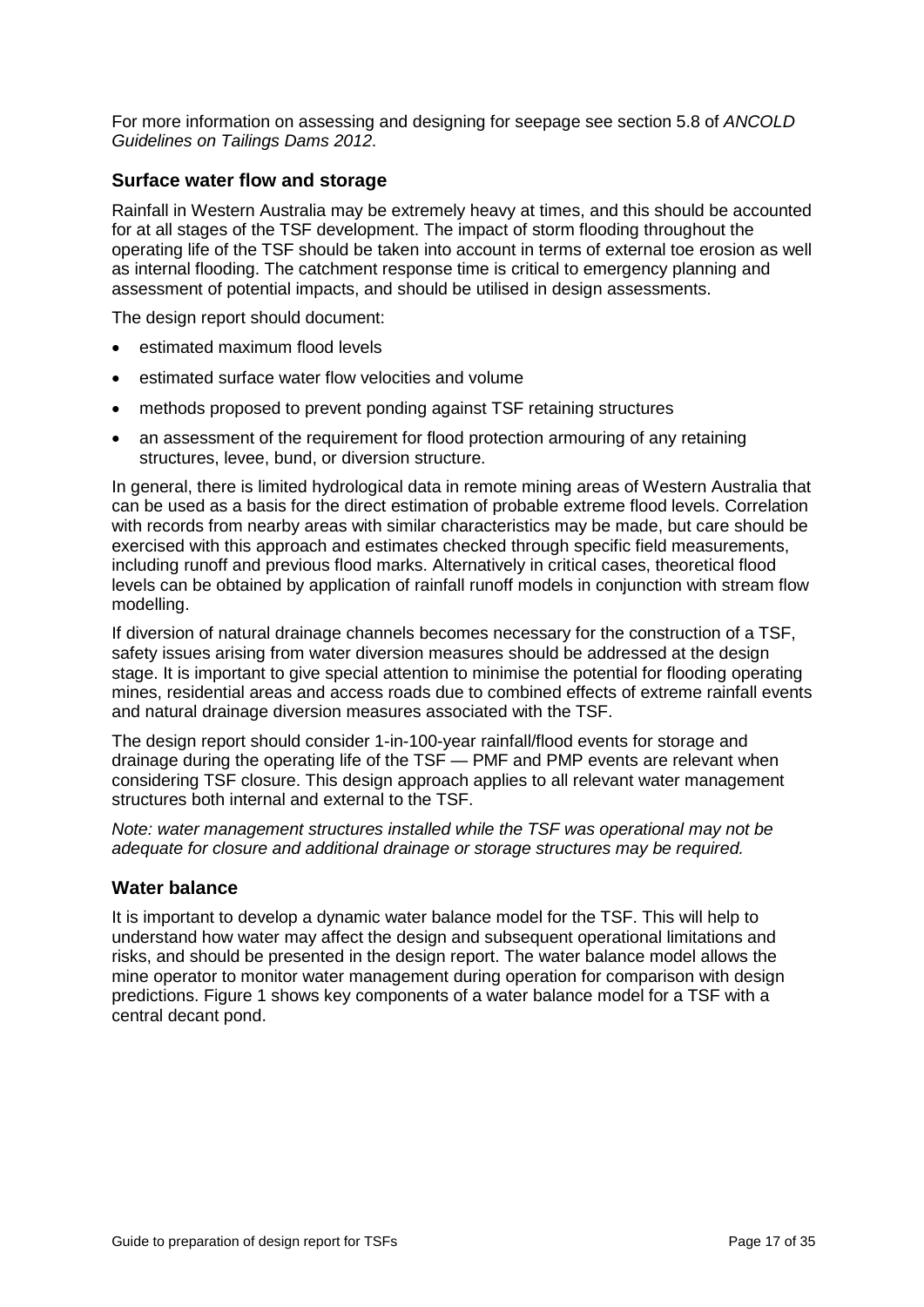For more information on assessing and designing for seepage see section 5.8 of *ANCOLD Guidelines on Tailings Dams 2012*.

### Surface water flow and storage

Rainfall in Western Australia may be extremely heavy at times, and this should be accounted for at all stages of the TSF development. The impact of storm flooding throughout the operating life of the TSF should be taken into account in terms of external toe erosion as well as internal flooding. The catchment response time is critical to emergency planning and assessment of potential impacts, and should be utilised in design assessments.

The design report should document:

- estimated maximum flood levels
- estimated surface water flow velocities and volume
- methods proposed to prevent ponding against TSF retaining structures
- an assessment of the requirement for flood protection armouring of any retaining structures, levee, bund, or diversion structure.

In general, there is limited hydrological data in remote mining areas of Western Australia that can be used as a basis for the direct estimation of probable extreme flood levels. Correlation with records from nearby areas with similar characteristics may be made, but care should be exercised with this approach and estimates checked through specific field measurements, including runoff and previous flood marks. Alternatively in critical cases, theoretical flood levels can be obtained by application of rainfall runoff models in conjunction with stream flow modelling.

If diversion of natural drainage channels becomes necessary for the construction of a TSF, safety issues arising from water diversion measures should be addressed at the design stage. It is important to give special attention to minimise the potential for flooding operating mines, residential areas and access roads due to combined effects of extreme rainfall events and natural drainage diversion measures associated with the TSF.

The design report should consider 1-in-100-year rainfall/flood events for storage and drainage during the operating life of the TSF — PMF and PMP events are relevant when considering TSF closure. This design approach applies to all relevant water management structures both internal and external to the TSF.

*Note: water management structures installed while the TSF was operational may not be adequate for closure and additional drainage or storage structures may be required.*

### Water balance

It is important to develop a dynamic water balance model for the TSF. This will help to understand how water may affect the design and subsequent operational limitations and risks, and should be presented in the design report. The water balance model allows the mine operator to monitor water management during operation for comparison with design predictions. Figure 1 shows key components of a water balance model for a TSF with a central decant pond.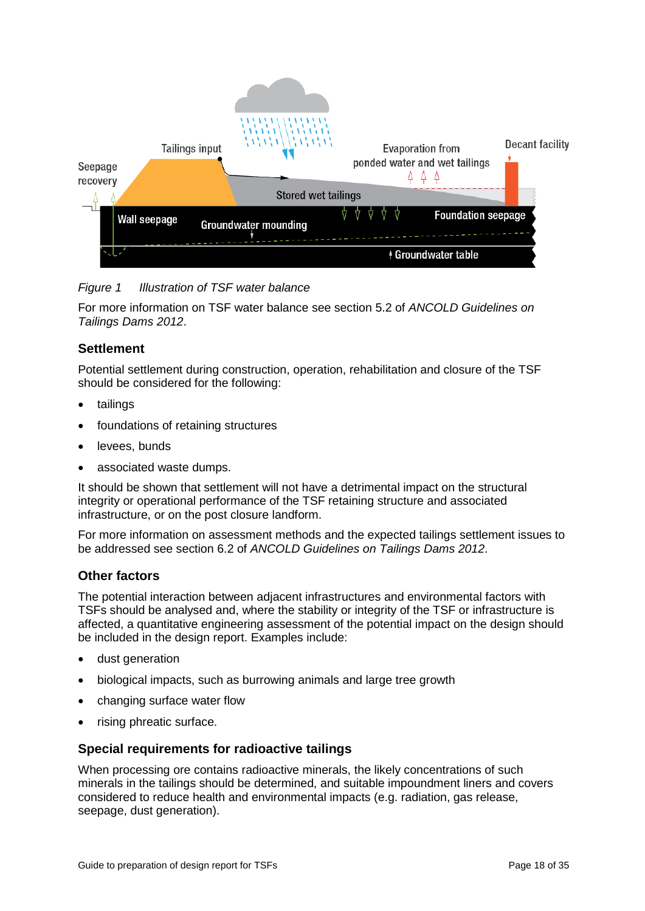*Figure 1 Illustration of TSF water balance*

For more information on TSF water balance see section 5.2 of *ANCOLD Guidelines on Tailings Dams 2012*.

### Settlement

Potential settlement during construction, operation, rehabilitation and closure of the TSF should be considered for the following:

- tailings
- foundations of retaining structures
- levees, bunds
- associated waste dumps.

It should be shown that settlement will not have a detrimental impact on the structural integrity or operational performance of the TSF retaining structure and associated infrastructure, or on the post closure landform.

For more information on assessment methods and the expected tailings settlement issues to be addressed see section 6.2 of *ANCOLD Guidelines on Tailings Dams 2012*.

### Other factors

The potential interaction between adjacent infrastructures and environmental factors with TSFs should be analysed and, where the stability or integrity of the TSF or infrastructure is affected, a quantitative engineering assessment of the potential impact on the design should be included in the design report. Examples include:

- dust generation
- biological impacts, such as burrowing animals and large tree growth
- changing surface water flow
- rising phreatic surface.

### Special requirements for radioactive tailings

When processing ore contains radioactive minerals, the likely concentrations of such minerals in the tailings should be determined, and suitable impoundment liners and covers considered to reduce health and environmental impacts (e.g. radiation, gas release, seepage, dust generation).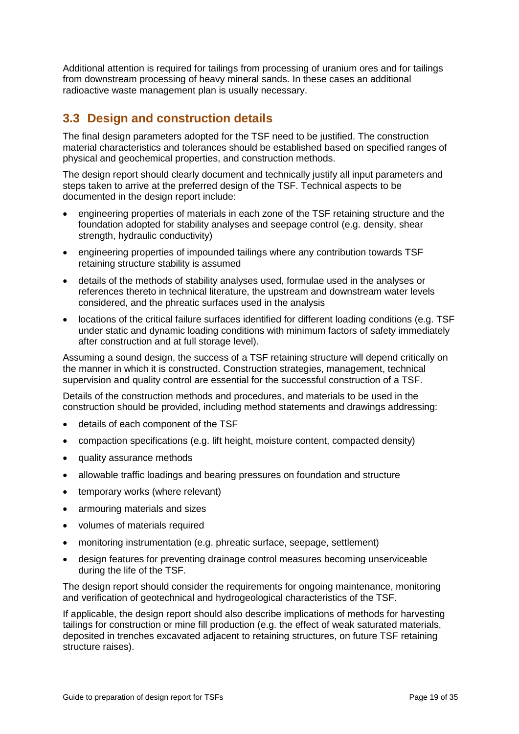Additional attention is required for tailings from processing of uranium ores and for tailings from downstream processing of heavy mineral sands. In these cases an additional radioactive waste management plan is usually necessary.

## 3.3 Design and construction details

The final design parameters adopted for the TSF need to be justified. The construction material characteristics and tolerances should be established based on specified ranges of physical and geochemical properties, and construction methods.

The design report should clearly document and technically justify all input parameters and steps taken to arrive at the preferred design of the TSF. Technical aspects to be documented in the design report include:

- engineering properties of materials in each zone of the TSF retaining structure and the foundation adopted for stability analyses and seepage control (e.g. density, shear strength, hydraulic conductivity)
- engineering properties of impounded tailings where any contribution towards TSF retaining structure stability is assumed
- details of the methods of stability analyses used, formulae used in the analyses or references thereto in technical literature, the upstream and downstream water levels considered, and the phreatic surfaces used in the analysis
- locations of the critical failure surfaces identified for different loading conditions (e.g. TSF under static and dynamic loading conditions with minimum factors of safety immediately after construction and at full storage level).

Assuming a sound design, the success of a TSF retaining structure will depend critically on the manner in which it is constructed. Construction strategies, management, technical supervision and quality control are essential for the successful construction of a TSF.

Details of the construction methods and procedures, and materials to be used in the construction should be provided, including method statements and drawings addressing:

- details of each component of the TSF
- compaction specifications (e.g. lift height, moisture content, compacted density)
- quality assurance methods
- allowable traffic loadings and bearing pressures on foundation and structure
- temporary works (where relevant)
- armouring materials and sizes
- volumes of materials required
- monitoring instrumentation (e.g. phreatic surface, seepage, settlement)
- design features for preventing drainage control measures becoming unserviceable during the life of the TSF.

The design report should consider the requirements for ongoing maintenance, monitoring and verification of geotechnical and hydrogeological characteristics of the TSF.

If applicable, the design report should also describe implications of methods for harvesting tailings for construction or mine fill production (e.g. the effect of weak saturated materials, deposited in trenches excavated adjacent to retaining structures, on future TSF retaining structure raises).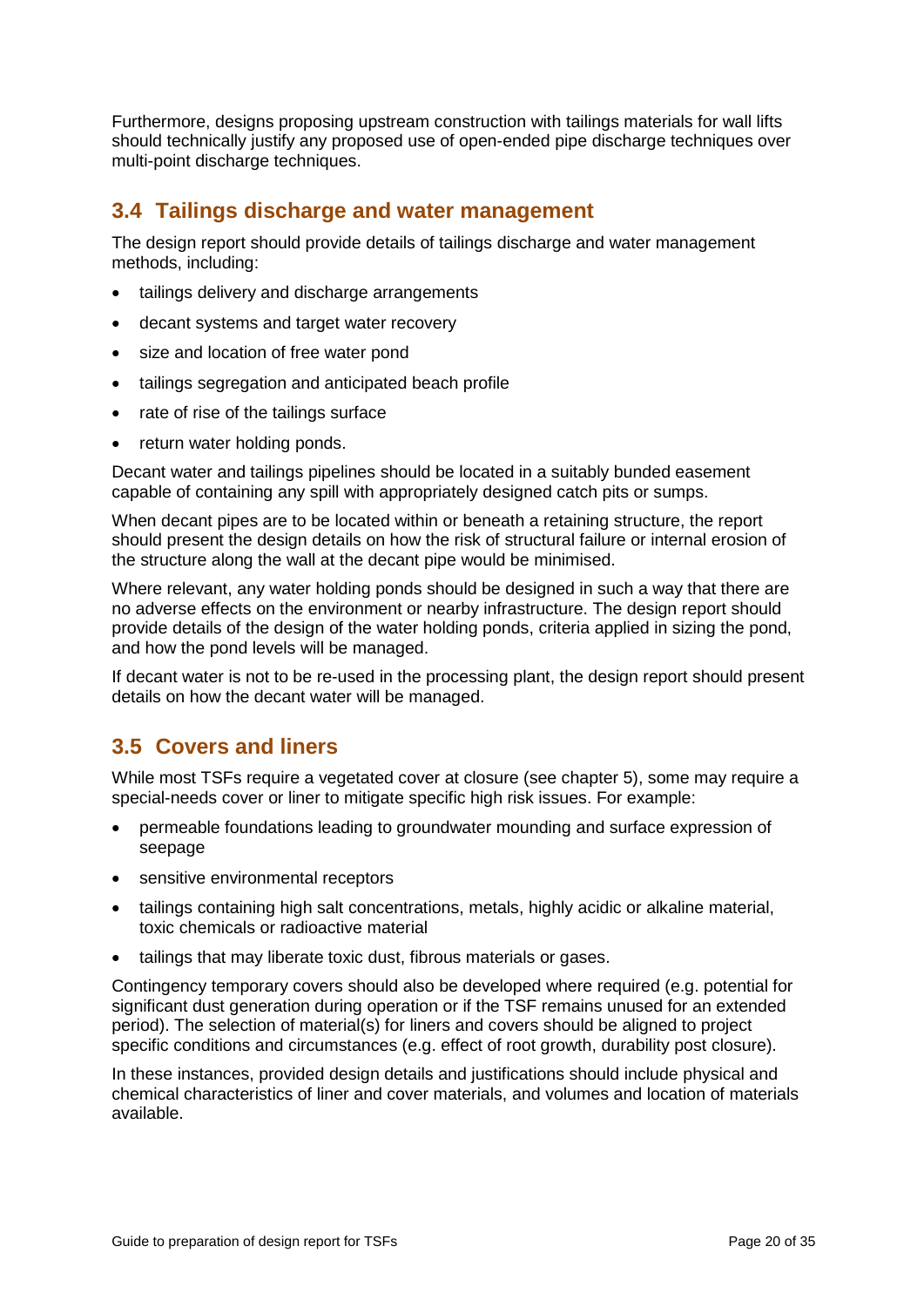Furthermore, designs proposing upstream construction with tailings materials for wall lifts should technically justify any proposed use of open-ended pipe discharge techniques over multi-point discharge techniques.

## 3.4 Tailings discharge and water management

The design report should provide details of tailings discharge and water management methods, including:

- tailings delivery and discharge arrangements
- decant systems and target water recovery
- size and location of free water pond
- tailings segregation and anticipated beach profile
- rate of rise of the tailings surface
- return water holding ponds.

Decant water and tailings pipelines should be located in a suitably bunded easement capable of containing any spill with appropriately designed catch pits or sumps.

When decant pipes are to be located within or beneath a retaining structure, the report should present the design details on how the risk of structural failure or internal erosion of the structure along the wall at the decant pipe would be minimised.

Where relevant, any water holding ponds should be designed in such a way that there are no adverse effects on the environment or nearby infrastructure. The design report should provide details of the design of the water holding ponds, criteria applied in sizing the pond, and how the pond levels will be managed.

If decant water is not to be re-used in the processing plant, the design report should present details on how the decant water will be managed.

## 3.5 Covers and liners

While most TSFs require a vegetated cover at closure (see chapter 5), some may require a special-needs cover or liner to mitigate specific high risk issues. For example:

- permeable foundations leading to groundwater mounding and surface expression of seepage
- sensitive environmental receptors
- tailings containing high salt concentrations, metals, highly acidic or alkaline material, toxic chemicals or radioactive material
- tailings that may liberate toxic dust, fibrous materials or gases.

Contingency temporary covers should also be developed where required (e.g. potential for significant dust generation during operation or if the TSF remains unused for an extended period). The selection of material(s) for liners and covers should be aligned to project specific conditions and circumstances (e.g. effect of root growth, durability post closure).

In these instances, provided design details and justifications should include physical and chemical characteristics of liner and cover materials, and volumes and location of materials available.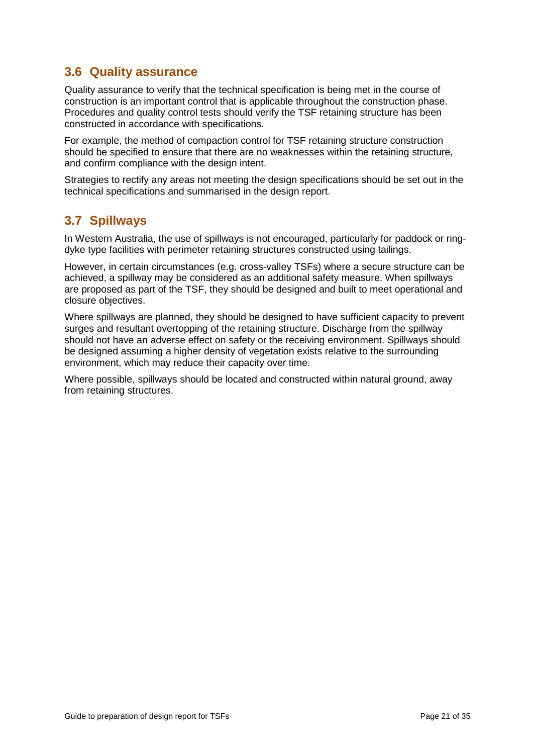## 3.6 Quality assurance

Quality assurance to verify that the technical specification is being met in the course of construction is an important control that is applicable throughout the construction phase. Procedures and quality control tests should verify the TSF retaining structure has been constructed in accordance with specifications.

For example, the method of compaction control for TSF retaining structure construction should be specified to ensure that there are no weaknesses within the retaining structure, and confirm compliance with the design intent.

Strategies to rectify any areas not meeting the design specifications should be set out in the technical specifications and summarised in the design report.

## 3.7 Spillways

In Western Australia, the use of spillways is not encouraged, particularly for paddock or ring-dyke type facilities with perimeter retaining structures constructed using tailings.

However, in certain circumstances (e.g. cross-valley TSFs) where a secure structure can be achieved, a spillway may be considered as an additional safety measure. When spillways are proposed as part of the TSF, they should be designed and built to meet operational and closure objectives.

Where spillways are planned, they should be designed to have sufficient capacity to prevent surges and resultant overtopping of the retaining structure. Discharge from the spillway should not have an adverse effect on safety or the receiving environment. Spillways should be designed assuming a higher density of vegetation exists relative to the surrounding environment, which may reduce their capacity over time.

Where possible, spillways should be located and constructed within natural ground, away from retaining structures.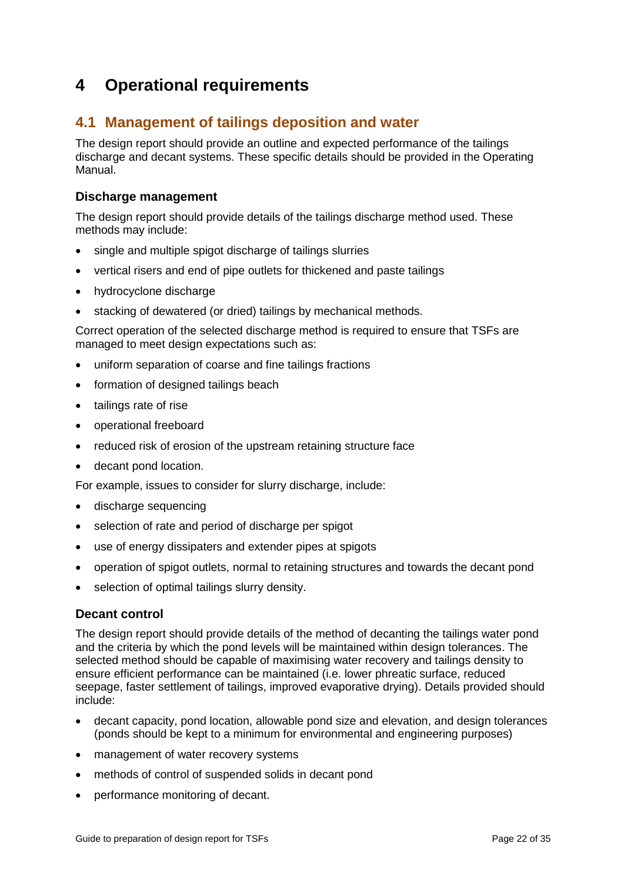# 4 Operational requirements

## 4.1 Management of tailings deposition and water

The design report should provide an outline and expected performance of the tailings discharge and decant systems. These specific details should be provided in the Operating Manual.

### Discharge management

The design report should provide details of the tailings discharge method used. These methods may include:

- single and multiple spigot discharge of tailings slurries
- vertical risers and end of pipe outlets for thickened and paste tailings
- hydrocyclone discharge
- stacking of dewatered (or dried) tailings by mechanical methods.

Correct operation of the selected discharge method is required to ensure that TSFs are managed to meet design expectations such as:

- uniform separation of coarse and fine tailings fractions
- formation of designed tailings beach
- tailings rate of rise
- operational freeboard
- reduced risk of erosion of the upstream retaining structure face
- decant pond location.

For example, issues to consider for slurry discharge, include:

- discharge sequencing
- selection of rate and period of discharge per spigot
- use of energy dissipaters and extender pipes at spigots
- operation of spigot outlets, normal to retaining structures and towards the decant pond
- selection of optimal tailings slurry density.

### Decant control

The design report should provide details of the method of decanting the tailings water pond and the criteria by which the pond levels will be maintained within design tolerances. The selected method should be capable of maximising water recovery and tailings density to ensure efficient performance can be maintained (i.e. lower phreatic surface, reduced seepage, faster settlement of tailings, improved evaporative drying). Details provided should include:

- decant capacity, pond location, allowable pond size and elevation, and design tolerances (ponds should be kept to a minimum for environmental and engineering purposes)
- management of water recovery systems
- methods of control of suspended solids in decant pond
- performance monitoring of decant.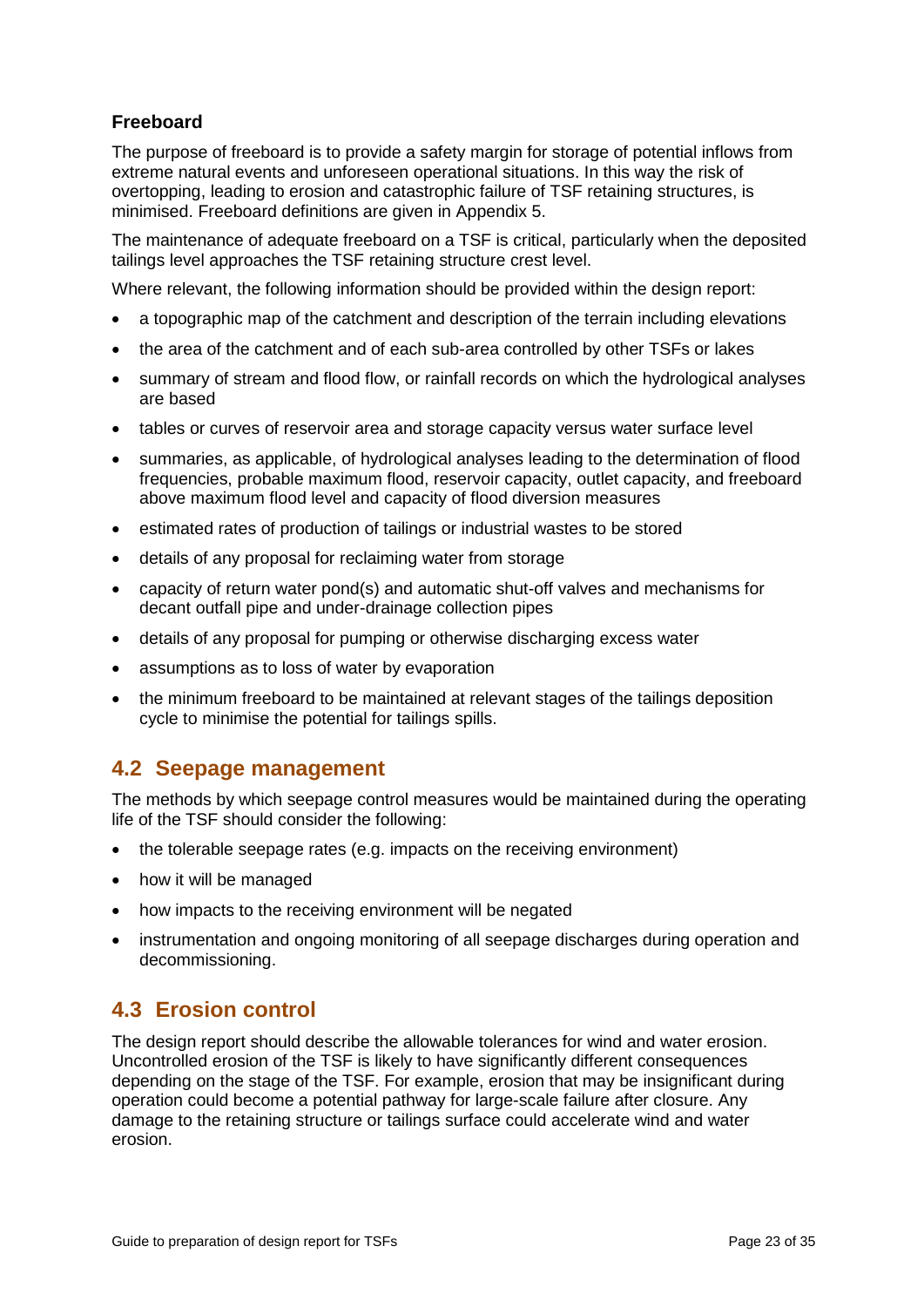### Freeboard

The purpose of freeboard is to provide a safety margin for storage of potential inflows from extreme natural events and unforeseen operational situations. In this way the risk of overtopping, leading to erosion and catastrophic failure of TSF retaining structures, is minimised. Freeboard definitions are given in Appendix 5.

The maintenance of adequate freeboard on a TSF is critical, particularly when the deposited tailings level approaches the TSF retaining structure crest level.

Where relevant, the following information should be provided within the design report:

- a topographic map of the catchment and description of the terrain including elevations
- the area of the catchment and of each sub-area controlled by other TSFs or lakes
- summary of stream and flood flow, or rainfall records on which the hydrological analyses are based
- tables or curves of reservoir area and storage capacity versus water surface level
- summaries, as applicable, of hydrological analyses leading to the determination of flood frequencies, probable maximum flood, reservoir capacity, outlet capacity, and freeboard above maximum flood level and capacity of flood diversion measures
- estimated rates of production of tailings or industrial wastes to be stored
- details of any proposal for reclaiming water from storage
- capacity of return water pond(s) and automatic shut-off valves and mechanisms for decant outfall pipe and under-drainage collection pipes
- details of any proposal for pumping or otherwise discharging excess water
- assumptions as to loss of water by evaporation
- the minimum freeboard to be maintained at relevant stages of the tailings deposition cycle to minimise the potential for tailings spills.

## 4.2 Seepage management

The methods by which seepage control measures would be maintained during the operating life of the TSF should consider the following:

- the tolerable seepage rates (e.g. impacts on the receiving environment)
- how it will be managed
- how impacts to the receiving environment will be negated
- instrumentation and ongoing monitoring of all seepage discharges during operation and decommissioning.

## 4.3 Erosion control

The design report should describe the allowable tolerances for wind and water erosion. Uncontrolled erosion of the TSF is likely to have significantly different consequences depending on the stage of the TSF. For example, erosion that may be insignificant during operation could become a potential pathway for large-scale failure after closure. Any damage to the retaining structure or tailings surface could accelerate wind and water erosion.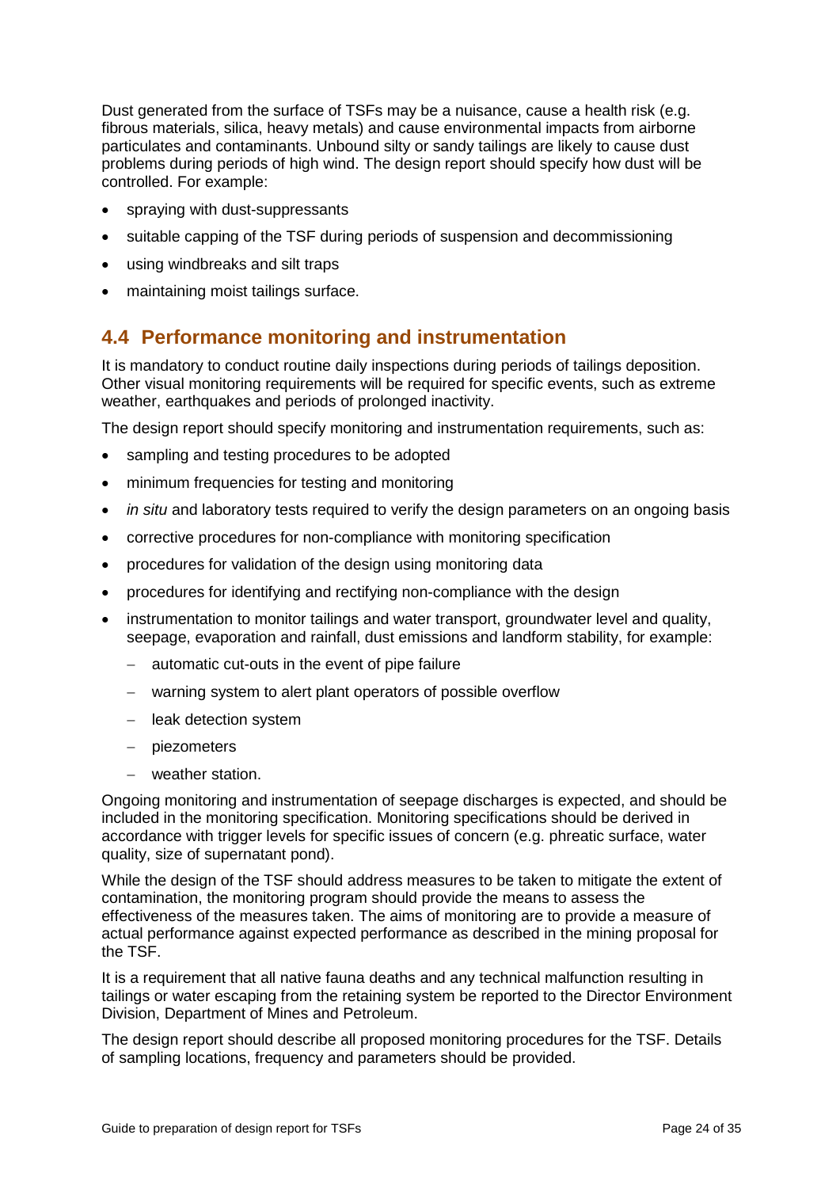Dust generated from the surface of TSFs may be a nuisance, cause a health risk (e.g. fibrous materials, silica, heavy metals) and cause environmental impacts from airborne particulates and contaminants. Unbound silty or sandy tailings are likely to cause dust problems during periods of high wind. The design report should specify how dust will be controlled. For example:

- spraying with dust-suppressants
- suitable capping of the TSF during periods of suspension and decommissioning
- using windbreaks and silt traps
- maintaining moist tailings surface.

## 4.4 Performance monitoring and instrumentation

It is mandatory to conduct routine daily inspections during periods of tailings deposition. Other visual monitoring requirements will be required for specific events, such as extreme weather, earthquakes and periods of prolonged inactivity.

The design report should specify monitoring and instrumentation requirements, such as:

- sampling and testing procedures to be adopted
- minimum frequencies for testing and monitoring
- *in situ* and laboratory tests required to verify the design parameters on an ongoing basis
- corrective procedures for non-compliance with monitoring specification
- procedures for validation of the design using monitoring data
- procedures for identifying and rectifying non-compliance with the design
- instrumentation to monitor tailings and water transport, groundwater level and quality, seepage, evaporation and rainfall, dust emissions and landform stability, for example:
  - automatic cut-outs in the event of pipe failure
  - warning system to alert plant operators of possible overflow
  - leak detection system
  - piezometers
  - weather station.

Ongoing monitoring and instrumentation of seepage discharges is expected, and should be included in the monitoring specification. Monitoring specifications should be derived in accordance with trigger levels for specific issues of concern (e.g. phreatic surface, water quality, size of supernatant pond).

While the design of the TSF should address measures to be taken to mitigate the extent of contamination, the monitoring program should provide the means to assess the effectiveness of the measures taken. The aims of monitoring are to provide a measure of actual performance against expected performance as described in the mining proposal for the TSF.

It is a requirement that all native fauna deaths and any technical malfunction resulting in tailings or water escaping from the retaining system be reported to the Director Environment Division, Department of Mines and Petroleum.

The design report should describe all proposed monitoring procedures for the TSF. Details of sampling locations, frequency and parameters should be provided.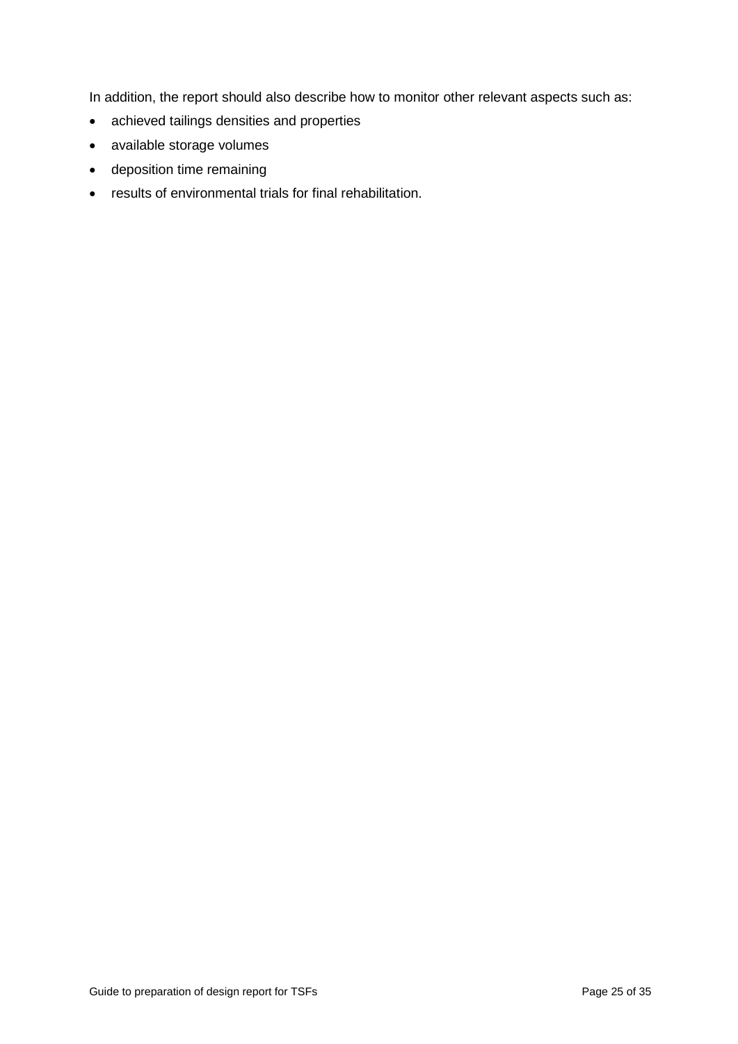In addition, the report should also describe how to monitor other relevant aspects such as:

- achieved tailings densities and properties
- available storage volumes
- deposition time remaining
- results of environmental trials for final rehabilitation.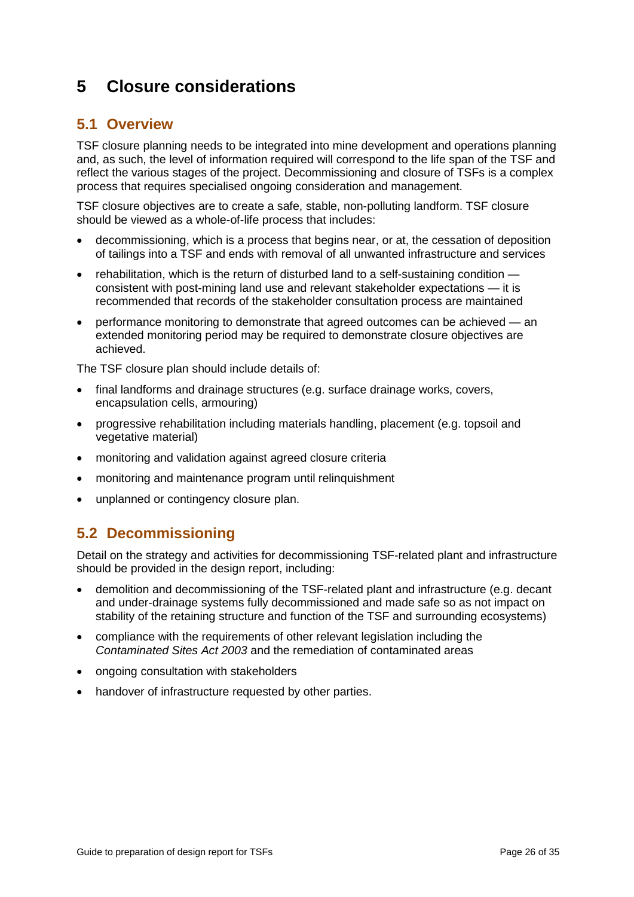# 5 Closure considerations

## 5.1 Overview

TSF closure planning needs to be integrated into mine development and operations planning and, as such, the level of information required will correspond to the life span of the TSF and reflect the various stages of the project. Decommissioning and closure of TSFs is a complex process that requires specialised ongoing consideration and management.

TSF closure objectives are to create a safe, stable, non-polluting landform. TSF closure should be viewed as a whole-of-life process that includes:

- decommissioning, which is a process that begins near, or at, the cessation of deposition of tailings into a TSF and ends with removal of all unwanted infrastructure and services
- rehabilitation, which is the return of disturbed land to a self-sustaining condition — consistent with post-mining land use and relevant stakeholder expectations — it is recommended that records of the stakeholder consultation process are maintained
- performance monitoring to demonstrate that agreed outcomes can be achieved — an extended monitoring period may be required to demonstrate closure objectives are achieved.

The TSF closure plan should include details of:

- final landforms and drainage structures (e.g. surface drainage works, covers, encapsulation cells, armouring)
- progressive rehabilitation including materials handling, placement (e.g. topsoil and vegetative material)
- monitoring and validation against agreed closure criteria
- monitoring and maintenance program until relinquishment
- unplanned or contingency closure plan.

## 5.2 Decommissioning

Detail on the strategy and activities for decommissioning TSF-related plant and infrastructure should be provided in the design report, including:

- demolition and decommissioning of the TSF-related plant and infrastructure (e.g. decant and under-drainage systems fully decommissioned and made safe so as not impact on stability of the retaining structure and function of the TSF and surrounding ecosystems)
- compliance with the requirements of other relevant legislation including the *Contaminated Sites Act 2003* and the remediation of contaminated areas
- ongoing consultation with stakeholders
- handover of infrastructure requested by other parties.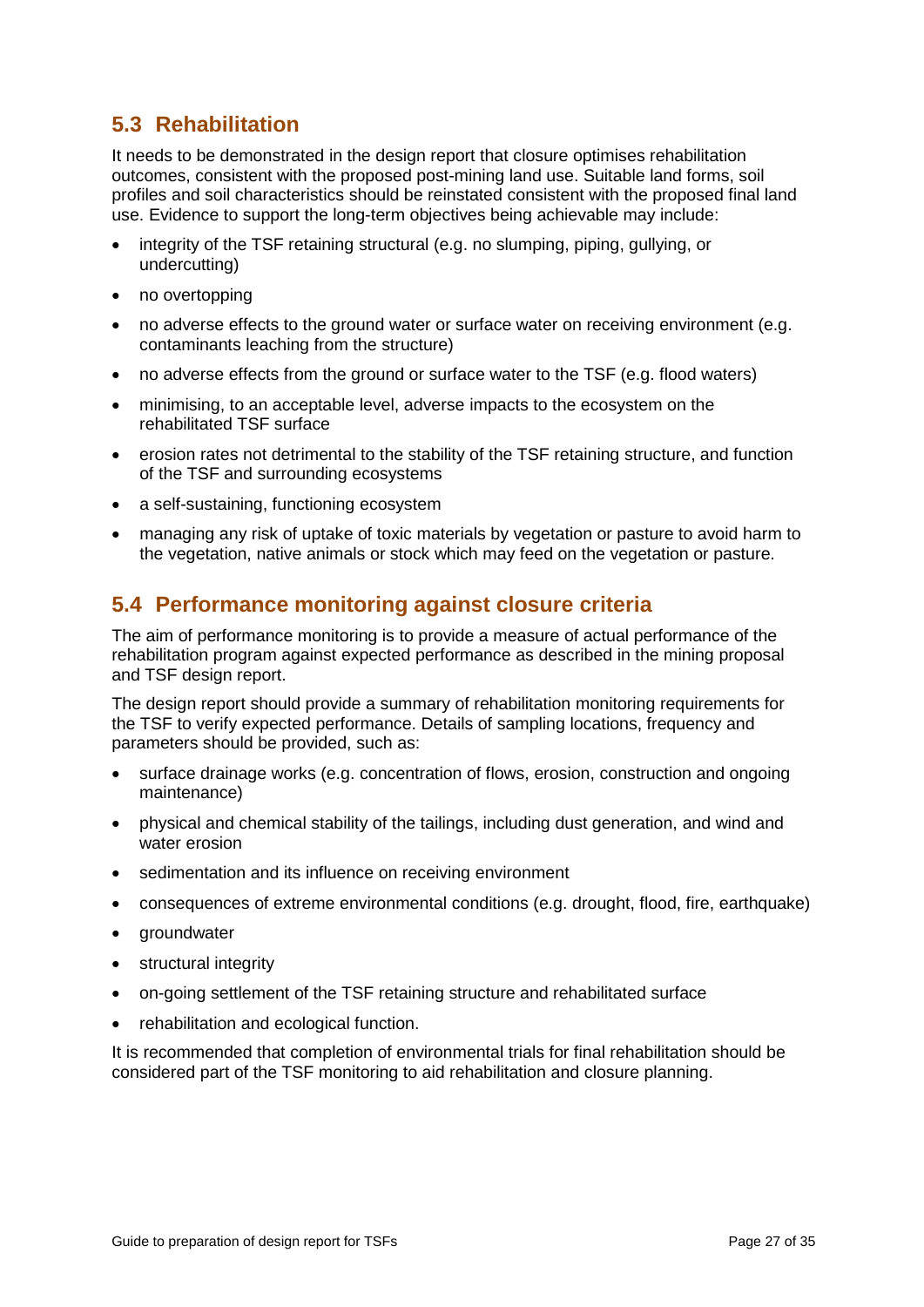## 5.3 Rehabilitation

It needs to be demonstrated in the design report that closure optimises rehabilitation outcomes, consistent with the proposed post-mining land use. Suitable land forms, soil profiles and soil characteristics should be reinstated consistent with the proposed final land use. Evidence to support the long-term objectives being achievable may include:

- integrity of the TSF retaining structural (e.g. no slumping, piping, gullying, or undercutting)
- no overtopping
- no adverse effects to the ground water or surface water on receiving environment (e.g. contaminants leaching from the structure)
- no adverse effects from the ground or surface water to the TSF (e.g. flood waters)
- minimising, to an acceptable level, adverse impacts to the ecosystem on the rehabilitated TSF surface
- erosion rates not detrimental to the stability of the TSF retaining structure, and function of the TSF and surrounding ecosystems
- a self-sustaining, functioning ecosystem
- managing any risk of uptake of toxic materials by vegetation or pasture to avoid harm to the vegetation, native animals or stock which may feed on the vegetation or pasture.

## 5.4 Performance monitoring against closure criteria

The aim of performance monitoring is to provide a measure of actual performance of the rehabilitation program against expected performance as described in the mining proposal and TSF design report.

The design report should provide a summary of rehabilitation monitoring requirements for the TSF to verify expected performance. Details of sampling locations, frequency and parameters should be provided, such as:

- surface drainage works (e.g. concentration of flows, erosion, construction and ongoing maintenance)
- physical and chemical stability of the tailings, including dust generation, and wind and water erosion
- sedimentation and its influence on receiving environment
- consequences of extreme environmental conditions (e.g. drought, flood, fire, earthquake)
- groundwater
- structural integrity
- on-going settlement of the TSF retaining structure and rehabilitated surface
- rehabilitation and ecological function.

It is recommended that completion of environmental trials for final rehabilitation should be considered part of the TSF monitoring to aid rehabilitation and closure planning.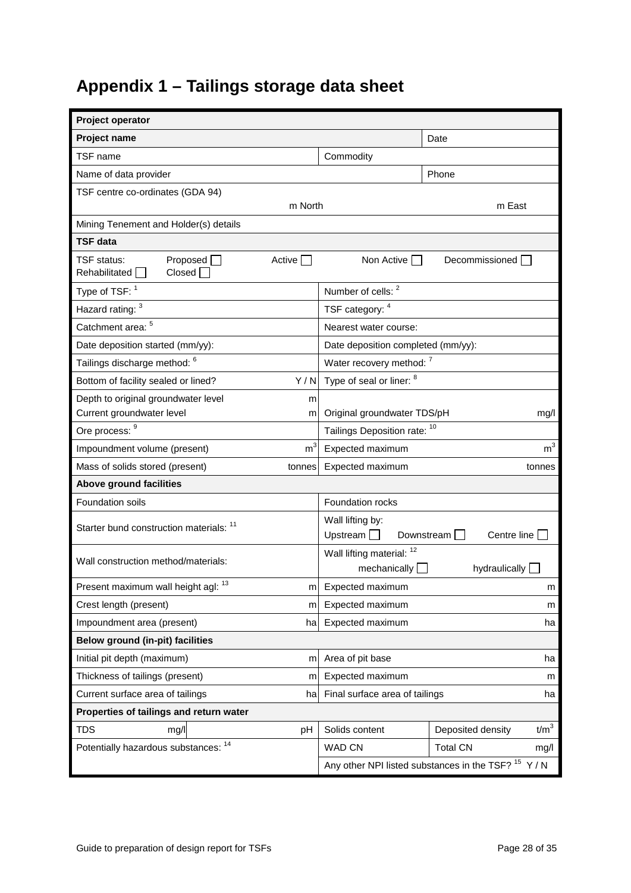# Appendix 1 – Tailings storage data sheet

| **Project operator** | | | |
|---|---|---|---|
| **Project name** | | Date | |
| TSF name | Commodity | | |
| Name of data provider | | Phone | |
| TSF centre co-ordinates (GDA 94) m North | | m East | |
| Mining Tenement and Holder(s) details | | | |
| **TSF data** | | | |
| TSF status: Proposed ☐ Active ☐ Non Active ☐ Decommissioned ☐ Rehabilitated ☐ Closed ☐ | | | |
| Type of TSF: [1] | Number of cells: [2] | | |
| Hazard rating: [3] | TSF category: [4] | | |
| Catchment area: [5] | Nearest water course: | | |
| Date deposition started (mm/yy): | Date deposition completed (mm/yy): | | |
| Tailings discharge method: [6] | Water recovery method: [7] | | |
| Bottom of facility sealed or lined? Y / N | Type of seal or liner: [8] | | |
| Depth to original groundwater level m<br>Current groundwater level m | Original groundwater TDS/pH mg/l | | |
| Ore process: [9] | Tailings Deposition rate: [10] | | |
| Impoundment volume (present) $m^3$ | Expected maximum $m^3$ | | |
| Mass of solids stored (present) tonnes | Expected maximum tonnes | | |
| **Above ground facilities** | | | |
| Foundation soils | Foundation rocks | | |
| Starter bund construction materials: [11] | Wall lifting by: Upstream ☐ Downstream ☐ Centre line ☐ | | |
| Wall construction method/materials: | Wall lifting material: [12] mechanically ☐ hydraulically ☐ | | |
| Present maximum wall height agl: [13] m | Expected maximum m | | |
| Crest length (present) m | Expected maximum m | | |
| Impoundment area (present) ha | Expected maximum ha | | |
| **Below ground (in-pit) facilities** | | | |
| Initial pit depth (maximum) m | Area of pit base ha | | |
| Thickness of tailings (present) m | Expected maximum m | | |
| Current surface area of tailings ha | Final surface area of tailings ha | | |
| **Properties of tailings and return water** | | | |
| TDS mg/l pH | Solids content | Deposited density $t/m^3$ | |
| Potentially hazardous substances: [14] | WAD CN | Total CN mg/l | |
| | Any other NPI listed substances in the TSF? [15] Y / N | | |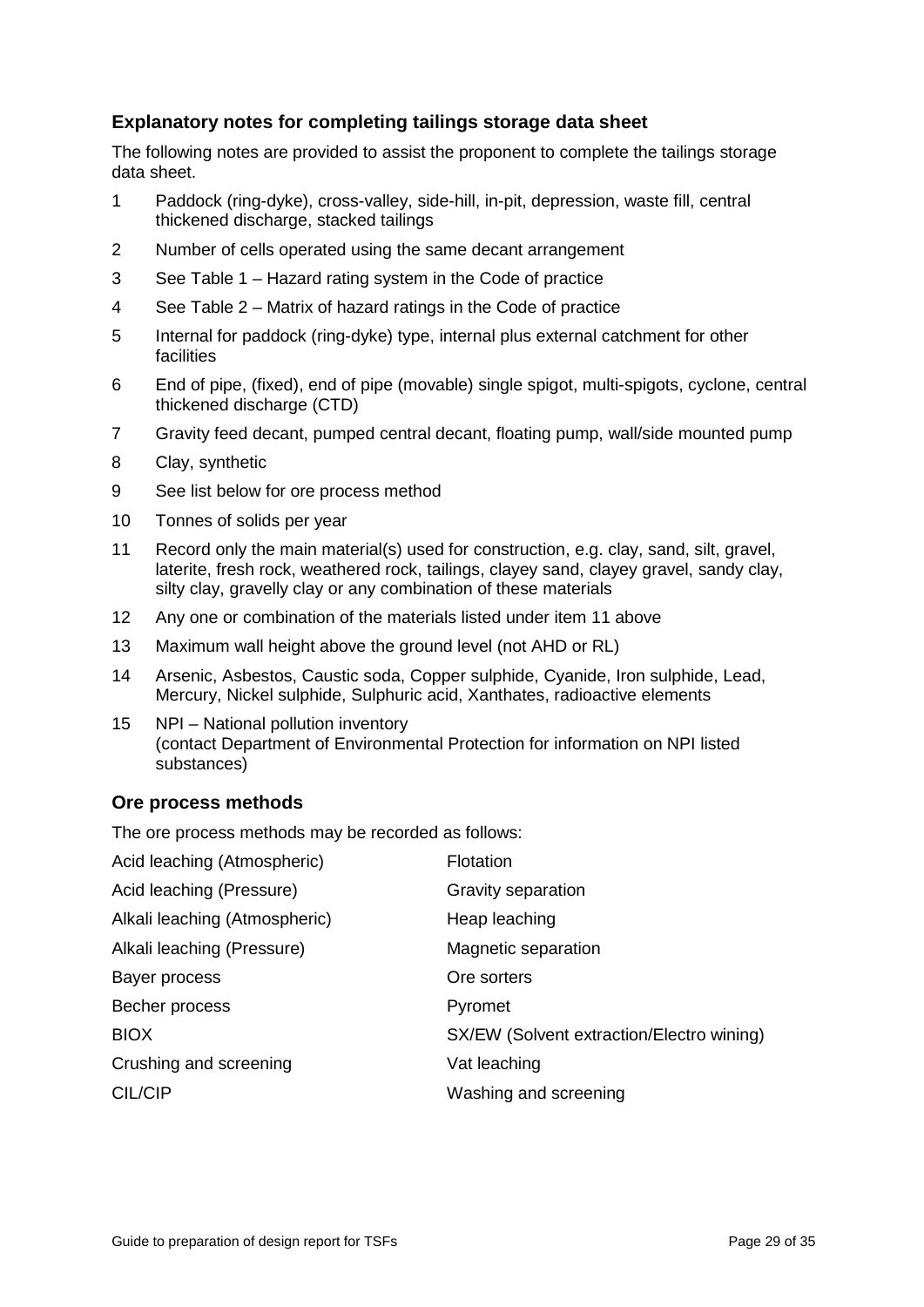### Explanatory notes for completing tailings storage data sheet

The following notes are provided to assist the proponent to complete the tailings storage data sheet.

1. Paddock (ring-dyke), cross-valley, side-hill, in-pit, depression, waste fill, central thickened discharge, stacked tailings
2. Number of cells operated using the same decant arrangement
3. See Table 1 – Hazard rating system in the Code of practice
4. See Table 2 – Matrix of hazard ratings in the Code of practice
5. Internal for paddock (ring-dyke) type, internal plus external catchment for other facilities
6. End of pipe, (fixed), end of pipe (movable) single spigot, multi-spigots, cyclone, central thickened discharge (CTD)
7. Gravity feed decant, pumped central decant, floating pump, wall/side mounted pump
8. Clay, synthetic
9. See list below for ore process method
10. Tonnes of solids per year
11. Record only the main material(s) used for construction, e.g. clay, sand, silt, gravel, laterite, fresh rock, weathered rock, tailings, clayey sand, clayey gravel, sandy clay, silty clay, gravelly clay or any combination of these materials
12. Any one or combination of the materials listed under item 11 above
13. Maximum wall height above the ground level (not AHD or RL)
14. Arsenic, Asbestos, Caustic soda, Copper sulphide, Cyanide, Iron sulphide, Lead, Mercury, Nickel sulphide, Sulphuric acid, Xanthates, radioactive elements
15. NPI – National pollution inventory
    (contact Department of Environmental Protection for information on NPI listed substances)

### Ore process methods

The ore process methods may be recorded as follows:

- Acid leaching (Atmospheric)
- Acid leaching (Pressure)
- Alkali leaching (Atmospheric)
- Alkali leaching (Pressure)
- Bayer process
- Becher process
- BIOX
- Crushing and screening
- CIL/CIP
- Flotation
- Gravity separation
- Heap leaching
- Magnetic separation
- Ore sorters
- Pyromet
- SX/EW (Solvent extraction/Electro wining)
- Vat leaching
- Washing and screening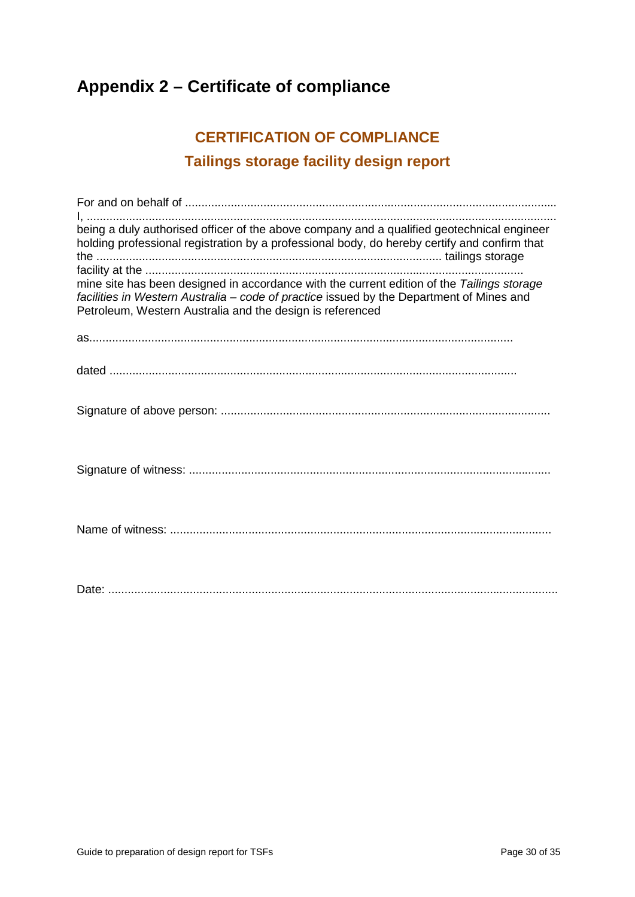# Appendix 2 – Certificate of compliance

## CERTIFICATION OF COMPLIANCE

### Tailings storage facility design report

For and on behalf of ..........................................................................................................................
I, ....................................................................................................................................................
being a duly authorised officer of the above company and a qualified geotechnical engineer holding professional registration by a professional body, do hereby certify and confirm that the .......................................................................................................... tailings storage facility at the ...................................................................................................................
mine site has been designed in accordance with the current edition of the *Tailings storage facilities in Western Australia – code of practice* issued by the Department of Mines and Petroleum, Western Australia and the design is referenced

as.................................................................................................................................

dated ............................................................................................................................

Signature of above person: ....................................................................................................

Signature of witness: .............................................................................................................

Name of witness: ....................................................................................................................

Date: .........................................................................................................................................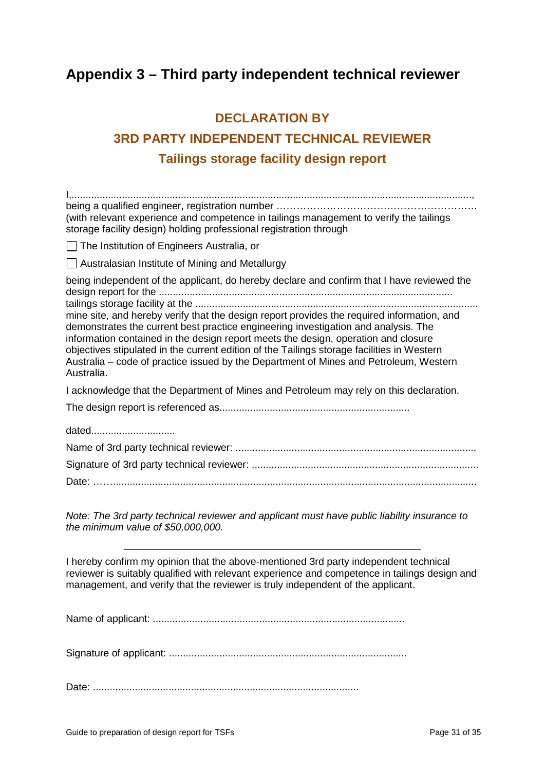# Appendix 3 – Third party independent technical reviewer

## DECLARATION BY

## 3RD PARTY INDEPENDENT TECHNICAL REVIEWER

## Tailings storage facility design report

I,..............................................................................................................................................,
being a qualified engineer, registration number ……………………………………………………
(with relevant experience and competence in tailings management to verify the tailings storage facility design) holding professional registration through

☐ The Institution of Engineers Australia, or

☐ Australasian Institute of Mining and Metallurgy

being independent of the applicant, do hereby declare and confirm that I have reviewed the design report for the ........................................................................................................
tailings storage facility at the .....................................................................................................
mine site, and hereby verify that the design report provides the required information, and demonstrates the current best practice engineering investigation and analysis. The information contained in the design report meets the design, operation and closure objectives stipulated in the current edition of the Tailings storage facilities in Western Australia – code of practice issued by the Department of Mines and Petroleum, Western Australia.

I acknowledge that the Department of Mines and Petroleum may rely on this declaration.

The design report is referenced as...................................................................

dated.............................

Name of 3rd party technical reviewer: .....................................................................................

Signature of 3rd party technical reviewer: ................................................................................

Date: ……...................................................................................................................................

*Note: The 3rd party technical reviewer and applicant must have public liability insurance to the minimum value of $50,000,000.*

---

I hereby confirm my opinion that the above-mentioned 3rd party independent technical reviewer is suitably qualified with relevant experience and competence in tailings design and management, and verify that the reviewer is truly independent of the applicant.

Name of applicant: .........................................................................................

Signature of applicant: .....................................................................................

Date: ...............................................................................................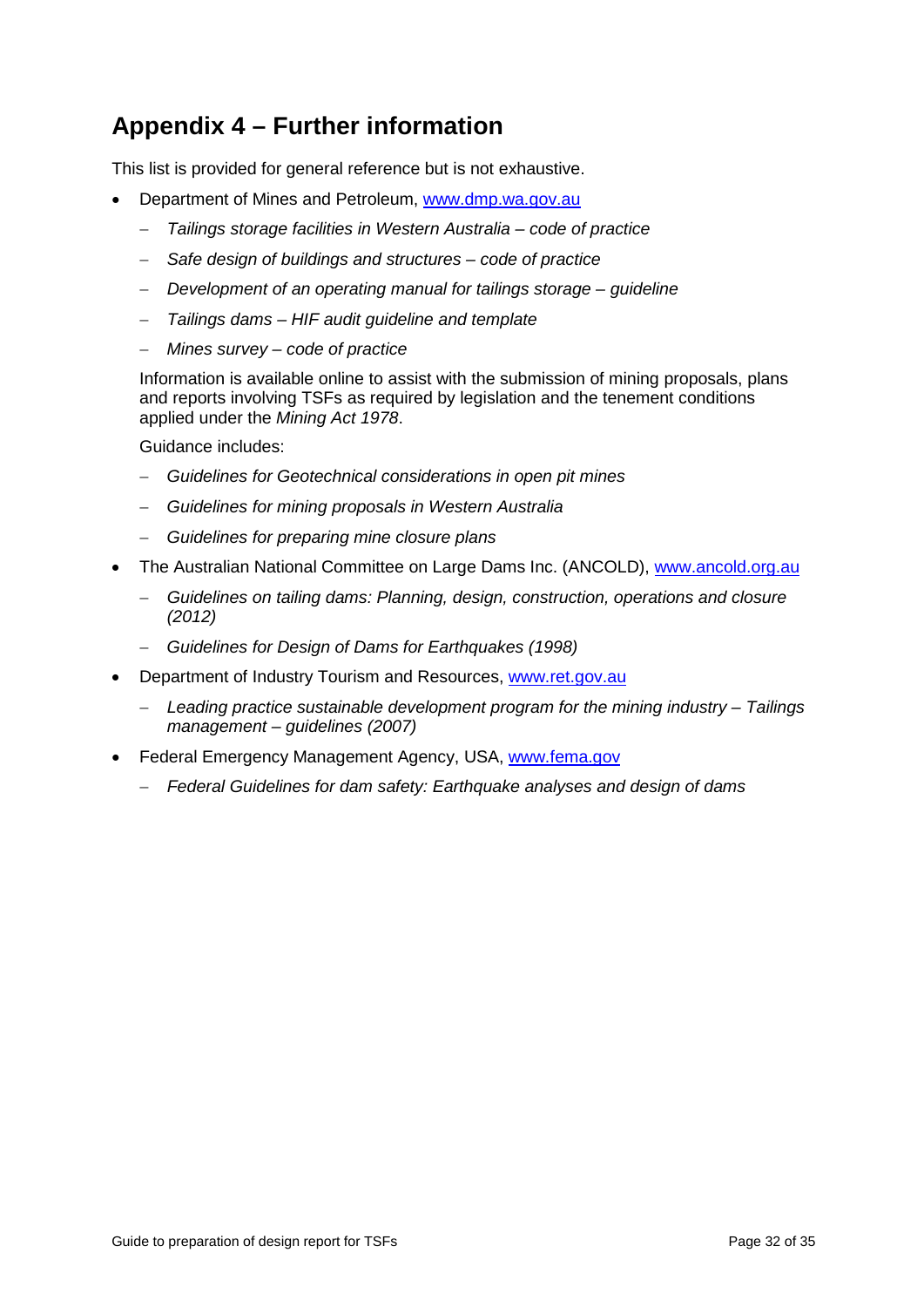# Appendix 4 – Further information

This list is provided for general reference but is not exhaustive.

- Department of Mines and Petroleum, [www.dmp.wa.gov.au](http://www.dmp.wa.gov.au)
  - *Tailings storage facilities in Western Australia – code of practice*
  - *Safe design of buildings and structures – code of practice*
  - *Development of an operating manual for tailings storage – guideline*
  - *Tailings dams – HIF audit guideline and template*
  - *Mines survey – code of practice*

  Information is available online to assist with the submission of mining proposals, plans and reports involving TSFs as required by legislation and the tenement conditions applied under the *Mining Act 1978*.

  Guidance includes:

  - *Guidelines for Geotechnical considerations in open pit mines*
  - *Guidelines for mining proposals in Western Australia*
  - *Guidelines for preparing mine closure plans*
- The Australian National Committee on Large Dams Inc. (ANCOLD), [www.ancold.org.au](http://www.ancold.org.au)
  - *Guidelines on tailing dams: Planning, design, construction, operations and closure (2012)*
  - *Guidelines for Design of Dams for Earthquakes (1998)*
- Department of Industry Tourism and Resources, [www.ret.gov.au](http://www.ret.gov.au)
  - *Leading practice sustainable development program for the mining industry – Tailings management – guidelines (2007)*
- Federal Emergency Management Agency, USA, [www.fema.gov](http://www.fema.gov)
  - *Federal Guidelines for dam safety: Earthquake analyses and design of dams*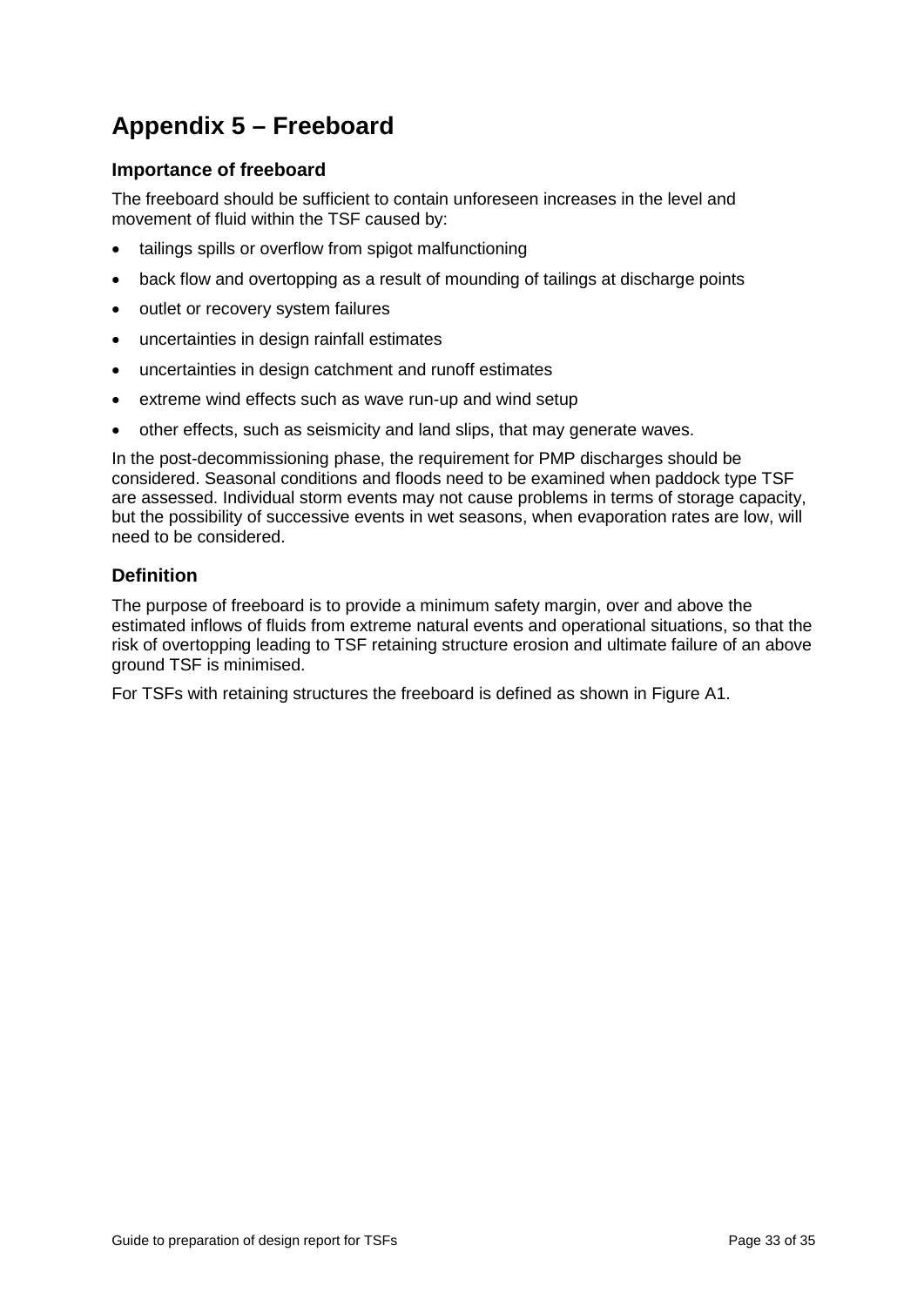# Appendix 5 – Freeboard

## Importance of freeboard

The freeboard should be sufficient to contain unforeseen increases in the level and movement of fluid within the TSF caused by:

- tailings spills or overflow from spigot malfunctioning
- back flow and overtopping as a result of mounding of tailings at discharge points
- outlet or recovery system failures
- uncertainties in design rainfall estimates
- uncertainties in design catchment and runoff estimates
- extreme wind effects such as wave run-up and wind setup
- other effects, such as seismicity and land slips, that may generate waves.

In the post-decommissioning phase, the requirement for PMP discharges should be considered. Seasonal conditions and floods need to be examined when paddock type TSF are assessed. Individual storm events may not cause problems in terms of storage capacity, but the possibility of successive events in wet seasons, when evaporation rates are low, will need to be considered.

## Definition

The purpose of freeboard is to provide a minimum safety margin, over and above the estimated inflows of fluids from extreme natural events and operational situations, so that the risk of overtopping leading to TSF retaining structure erosion and ultimate failure of an above ground TSF is minimised.

For TSFs with retaining structures the freeboard is defined as shown in Figure A1.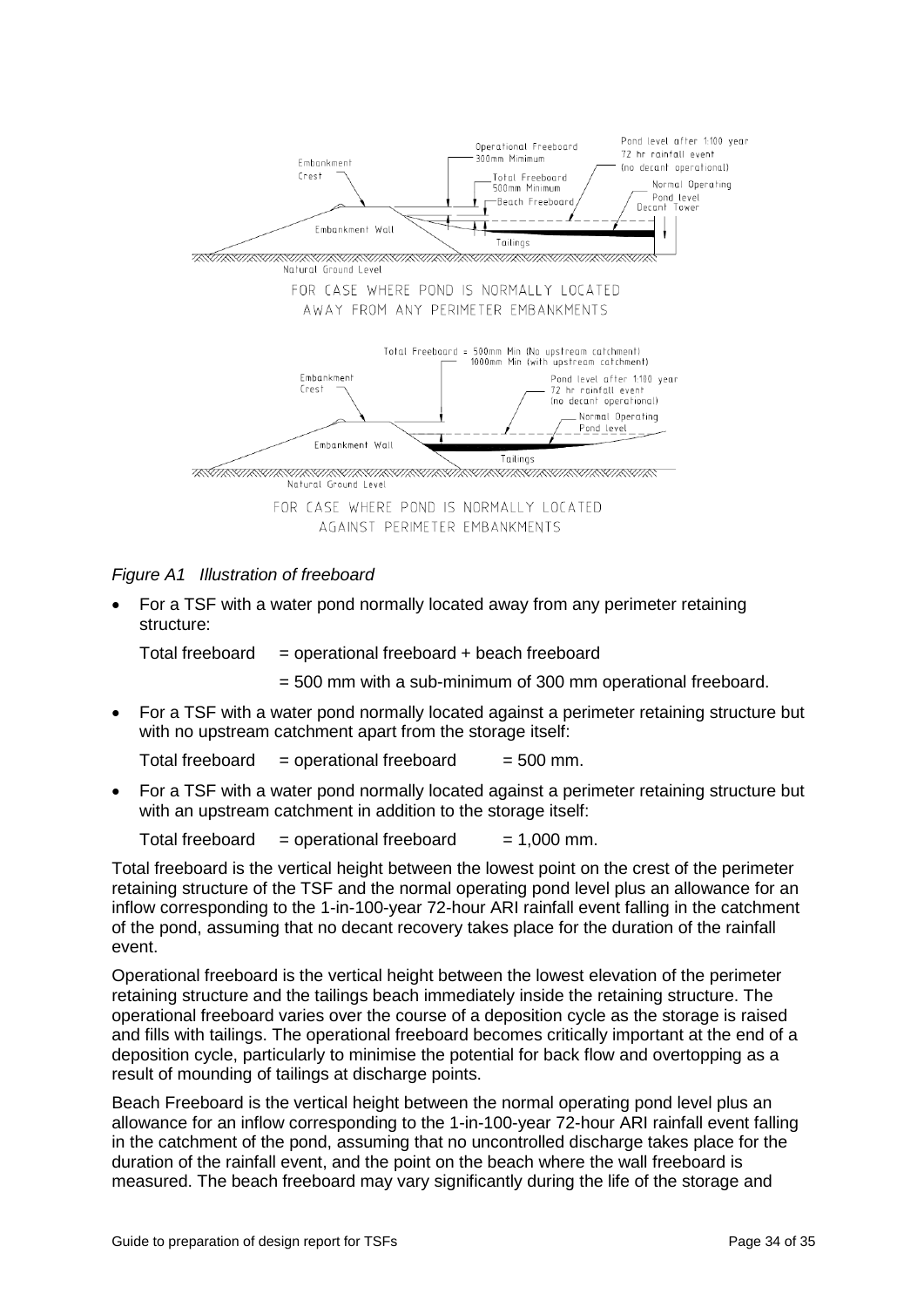*Figure A1 Illustration of freeboard*

- For a TSF with a water pond normally located away from any perimeter retaining structure:

  Total freeboard = operational freeboard + beach freeboard

  = 500 mm with a sub-minimum of 300 mm operational freeboard.

- For a TSF with a water pond normally located against a perimeter retaining structure but with no upstream catchment apart from the storage itself:

  Total freeboard = operational freeboard = 500 mm.

- For a TSF with a water pond normally located against a perimeter retaining structure but with an upstream catchment in addition to the storage itself:

  Total freeboard = operational freeboard = 1,000 mm.

Total freeboard is the vertical height between the lowest point on the crest of the perimeter retaining structure of the TSF and the normal operating pond level plus an allowance for an inflow corresponding to the 1-in-100-year 72-hour ARI rainfall event falling in the catchment of the pond, assuming that no decant recovery takes place for the duration of the rainfall event.

Operational freeboard is the vertical height between the lowest elevation of the perimeter retaining structure and the tailings beach immediately inside the retaining structure. The operational freeboard varies over the course of a deposition cycle as the storage is raised and fills with tailings. The operational freeboard becomes critically important at the end of a deposition cycle, particularly to minimise the potential for back flow and overtopping as a result of mounding of tailings at discharge points.

Beach Freeboard is the vertical height between the normal operating pond level plus an allowance for an inflow corresponding to the 1-in-100-year 72-hour ARI rainfall event falling in the catchment of the pond, assuming that no uncontrolled discharge takes place for the duration of the rainfall event, and the point on the beach where the wall freeboard is measured. The beach freeboard may vary significantly during the life of the storage and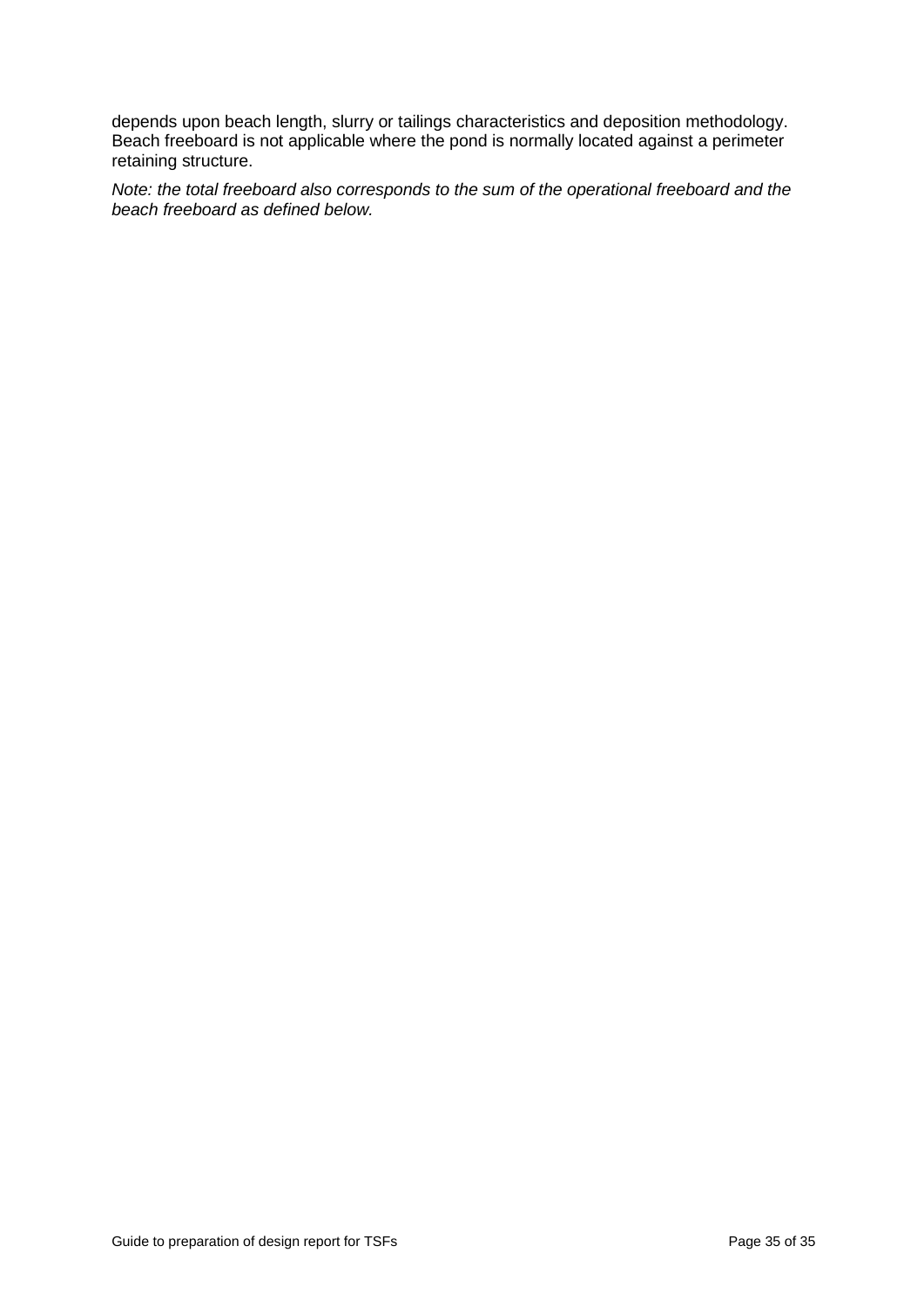depends upon beach length, slurry or tailings characteristics and deposition methodology. Beach freeboard is not applicable where the pond is normally located against a perimeter retaining structure.

*Note: the total freeboard also corresponds to the sum of the operational freeboard and the beach freeboard as defined below.*